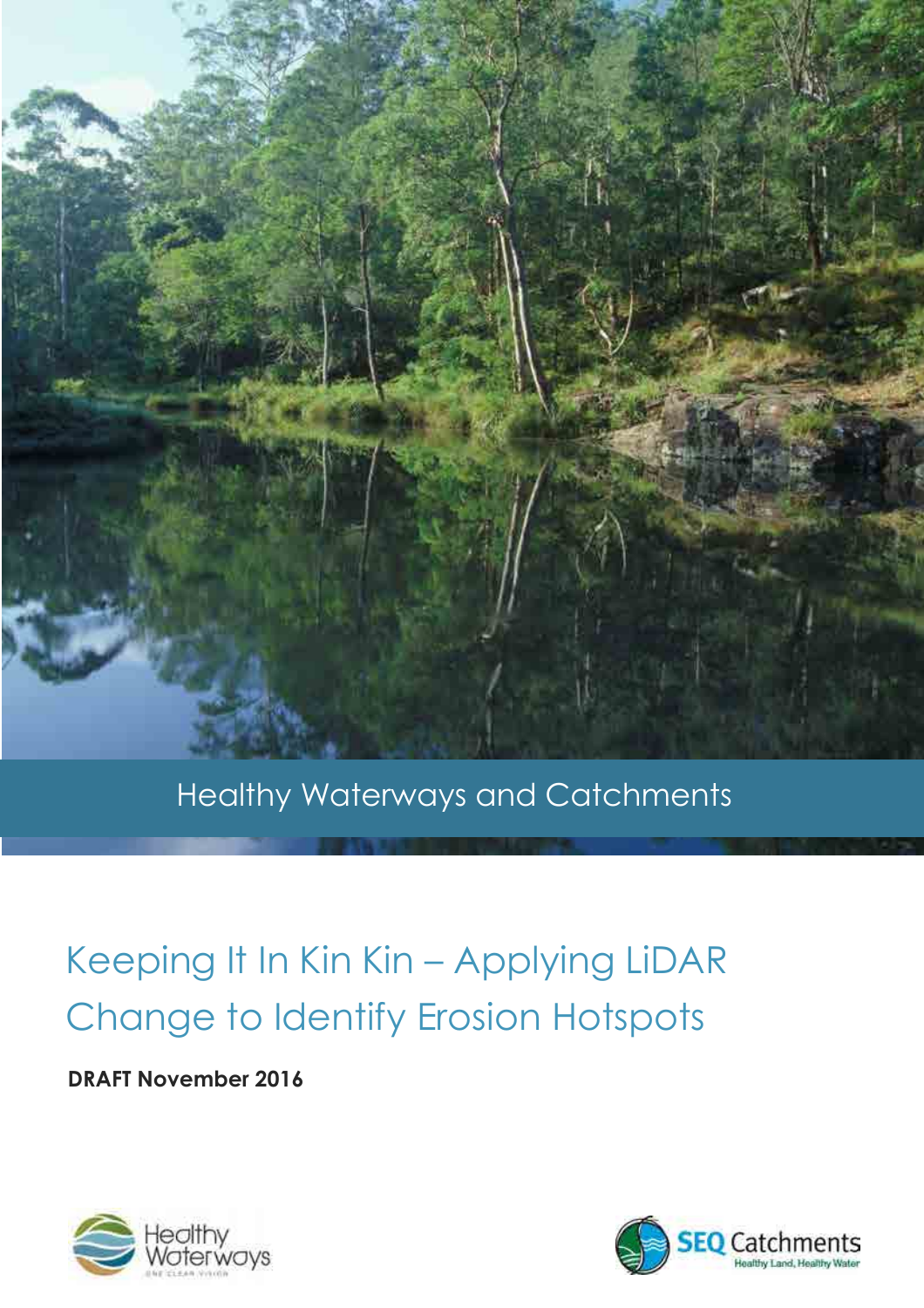Healthy Waterways and Catchments

# Keeping It In Kin Kin – Applying LiDAR Change to Identify Erosion Hotspots

**DRAFT November 2016**

Healthy Waterways

SEQ Catchments
Healthy Land, Healthy Water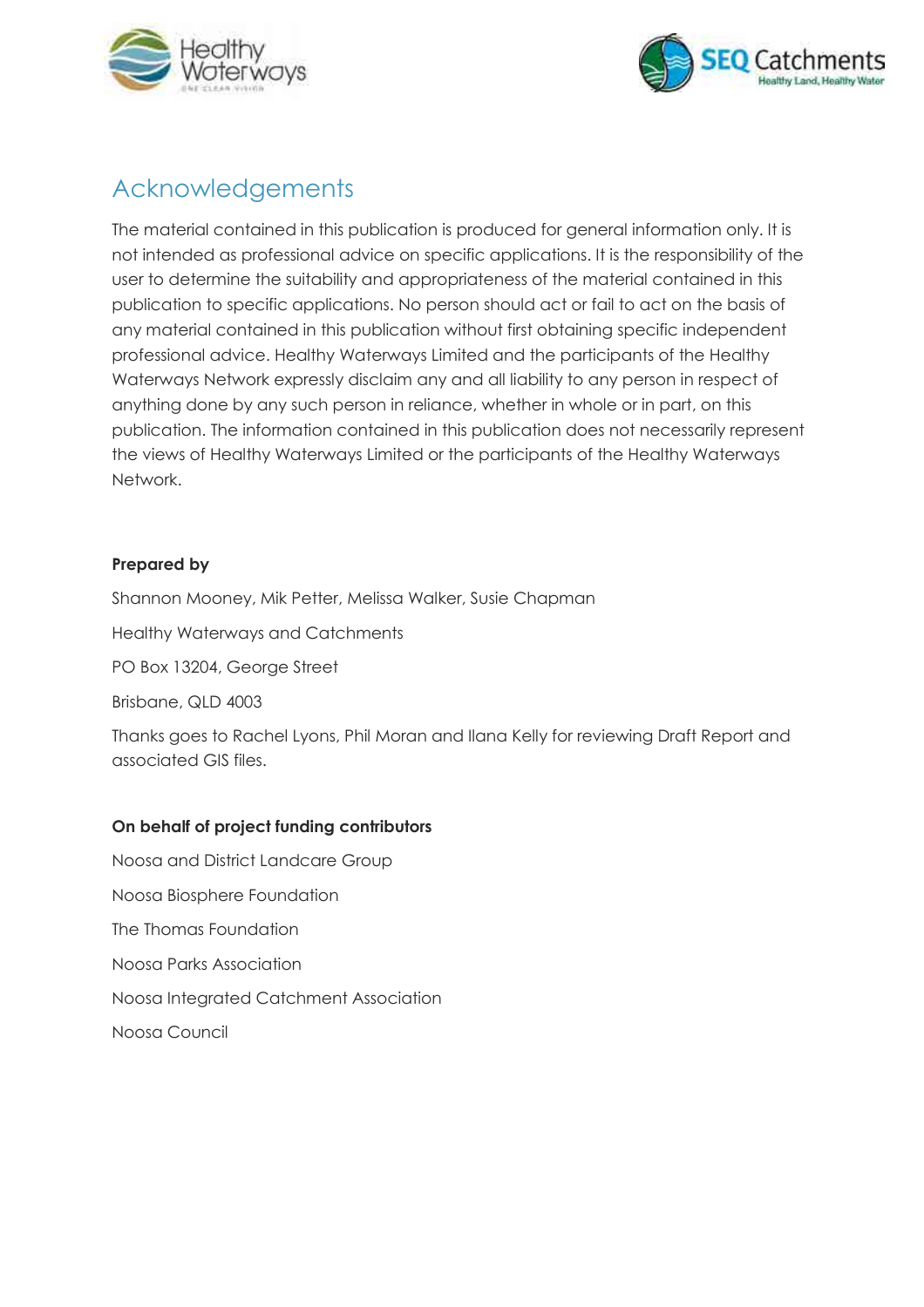## Acknowledgements

The material contained in this publication is produced for general information only. It is not intended as professional advice on specific applications. It is the responsibility of the user to determine the suitability and appropriateness of the material contained in this publication to specific applications. No person should act or fail to act on the basis of any material contained in this publication without first obtaining specific independent professional advice. Healthy Waterways Limited and the participants of the Healthy Waterways Network expressly disclaim any and all liability to any person in respect of anything done by any such person in reliance, whether in whole or in part, on this publication. The information contained in this publication does not necessarily represent the views of Healthy Waterways Limited or the participants of the Healthy Waterways Network.

**Prepared by**

Shannon Mooney, Mik Petter, Melissa Walker, Susie Chapman

Healthy Waterways and Catchments

PO Box 13204, George Street

Brisbane, QLD 4003

Thanks goes to Rachel Lyons, Phil Moran and Ilana Kelly for reviewing Draft Report and associated GIS files.

**On behalf of project funding contributors**

Noosa and District Landcare Group

Noosa Biosphere Foundation

The Thomas Foundation

Noosa Parks Association

Noosa Integrated Catchment Association

Noosa Council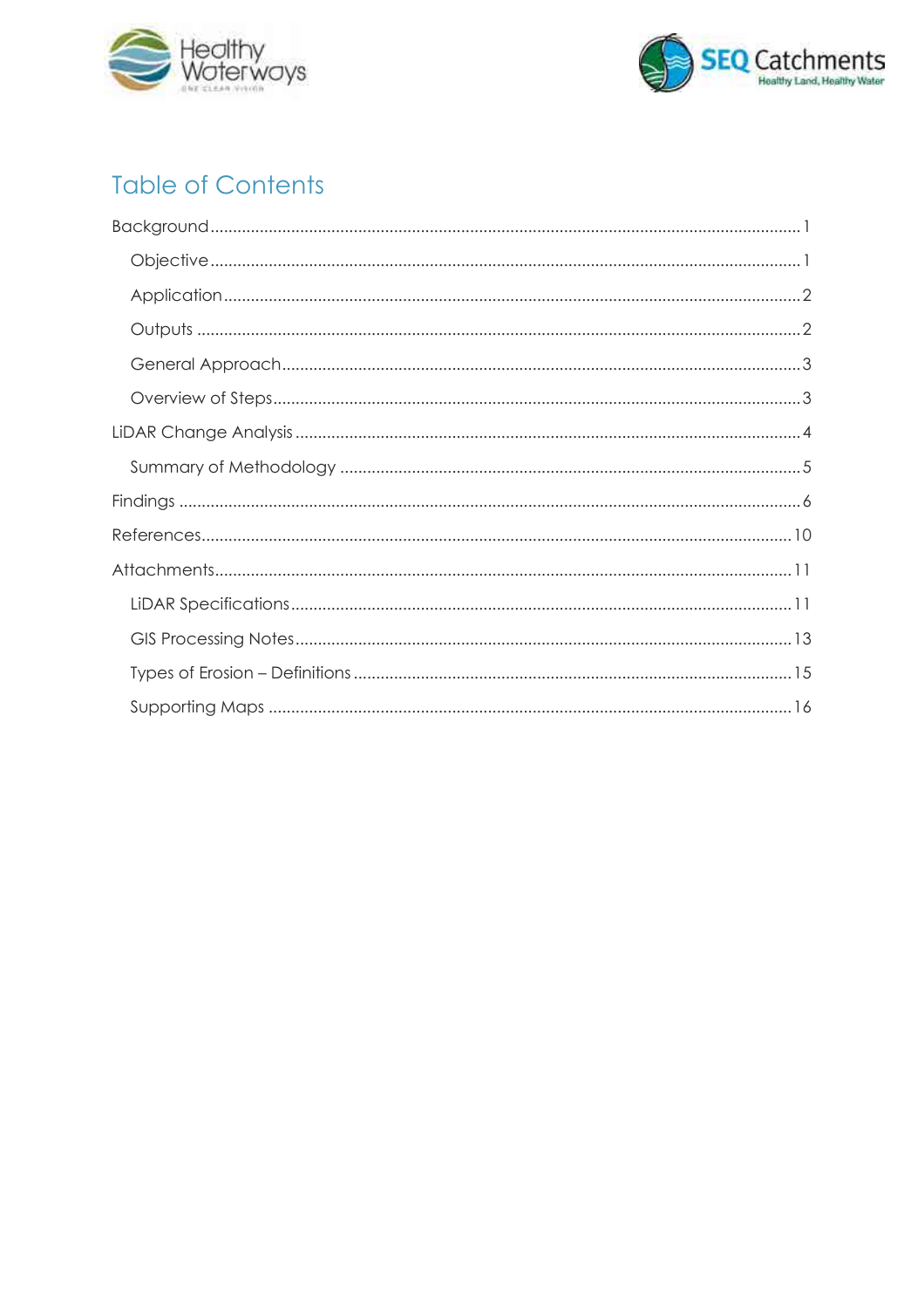# Table of Contents

Background ..... 1

- Objective ..... 1
- Application ..... 2
- Outputs ..... 2
- General Approach ..... 3
- Overview of Steps ..... 3

LiDAR Change Analysis ..... 4

- Summary of Methodology ..... 5

Findings ..... 6

References ..... 10

Attachments ..... 11

- LiDAR Specifications ..... 11
- GIS Processing Notes ..... 13
- Types of Erosion – Definitions ..... 15
- Supporting Maps ..... 16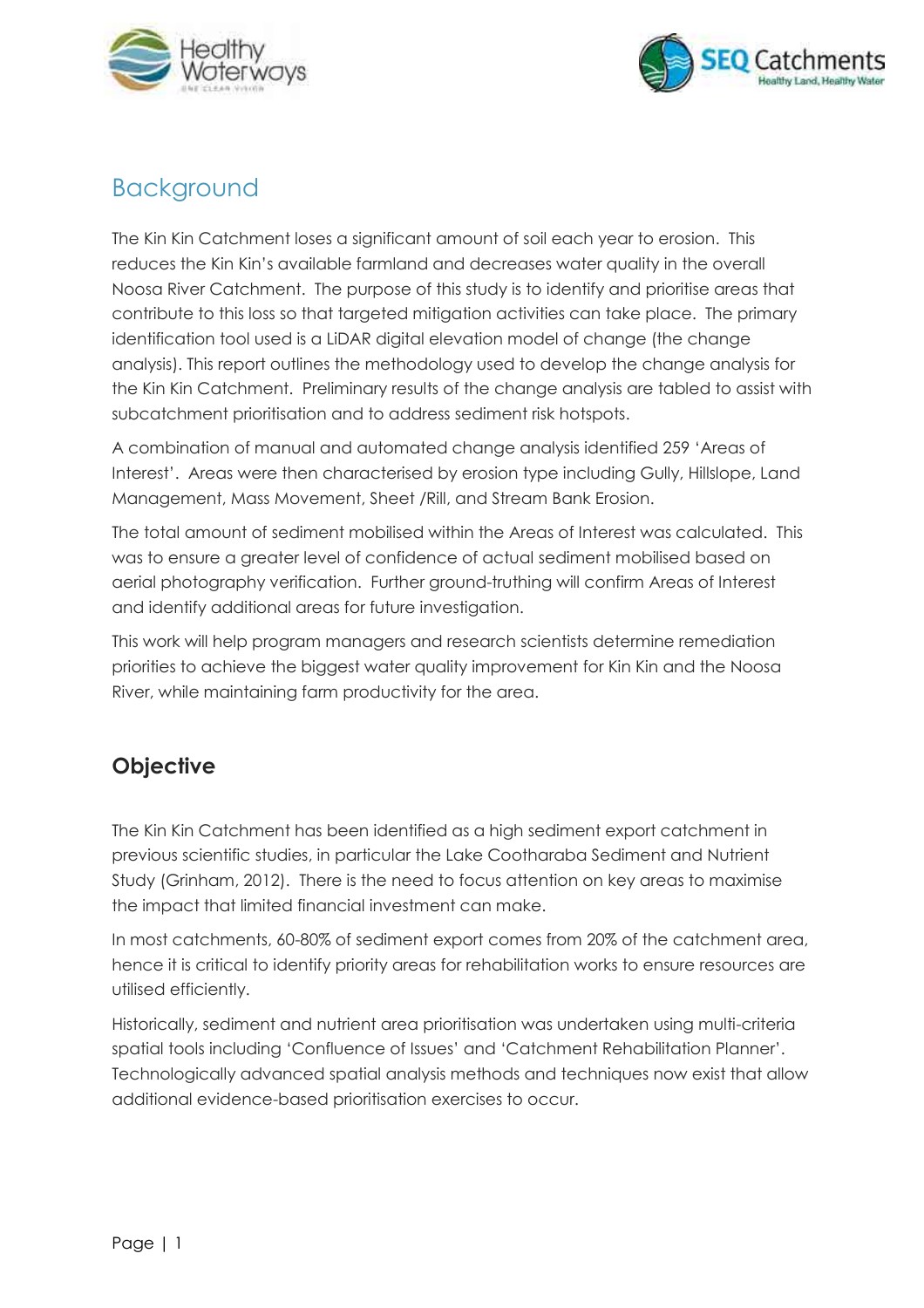## Background

The Kin Kin Catchment loses a significant amount of soil each year to erosion. This reduces the Kin Kin's available farmland and decreases water quality in the overall Noosa River Catchment. The purpose of this study is to identify and prioritise areas that contribute to this loss so that targeted mitigation activities can take place. The primary identification tool used is a LiDAR digital elevation model of change (the change analysis). This report outlines the methodology used to develop the change analysis for the Kin Kin Catchment. Preliminary results of the change analysis are tabled to assist with subcatchment prioritisation and to address sediment risk hotspots.

A combination of manual and automated change analysis identified 259 'Areas of Interest'. Areas were then characterised by erosion type including Gully, Hillslope, Land Management, Mass Movement, Sheet /Rill, and Stream Bank Erosion.

The total amount of sediment mobilised within the Areas of Interest was calculated. This was to ensure a greater level of confidence of actual sediment mobilised based on aerial photography verification. Further ground-truthing will confirm Areas of Interest and identify additional areas for future investigation.

This work will help program managers and research scientists determine remediation priorities to achieve the biggest water quality improvement for Kin Kin and the Noosa River, while maintaining farm productivity for the area.

## Objective

The Kin Kin Catchment has been identified as a high sediment export catchment in previous scientific studies, in particular the Lake Cootharaba Sediment and Nutrient Study (Grinham, 2012). There is the need to focus attention on key areas to maximise the impact that limited financial investment can make.

In most catchments, 60-80% of sediment export comes from 20% of the catchment area, hence it is critical to identify priority areas for rehabilitation works to ensure resources are utilised efficiently.

Historically, sediment and nutrient area prioritisation was undertaken using multi-criteria spatial tools including 'Confluence of Issues' and 'Catchment Rehabilitation Planner'. Technologically advanced spatial analysis methods and techniques now exist that allow additional evidence-based prioritisation exercises to occur.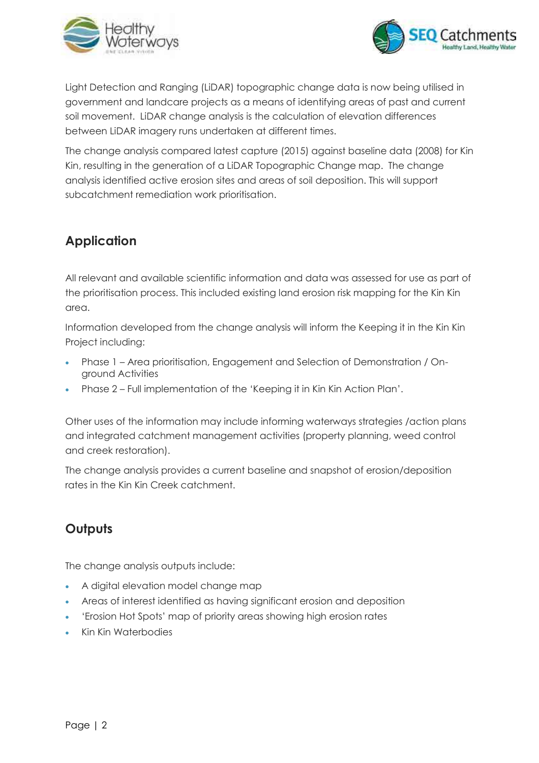Light Detection and Ranging (LiDAR) topographic change data is now being utilised in government and landcare projects as a means of identifying areas of past and current soil movement. LiDAR change analysis is the calculation of elevation differences between LiDAR imagery runs undertaken at different times.

The change analysis compared latest capture (2015) against baseline data (2008) for Kin Kin, resulting in the generation of a LiDAR Topographic Change map. The change analysis identified active erosion sites and areas of soil deposition. This will support subcatchment remediation work prioritisation.

## Application

All relevant and available scientific information and data was assessed for use as part of the prioritisation process. This included existing land erosion risk mapping for the Kin Kin area.

Information developed from the change analysis will inform the Keeping it in the Kin Kin Project including:

- Phase 1 – Area prioritisation, Engagement and Selection of Demonstration / On-ground Activities
- Phase 2 – Full implementation of the 'Keeping it in Kin Kin Action Plan'.

Other uses of the information may include informing waterways strategies /action plans and integrated catchment management activities (property planning, weed control and creek restoration).

The change analysis provides a current baseline and snapshot of erosion/deposition rates in the Kin Kin Creek catchment.

## Outputs

The change analysis outputs include:

- A digital elevation model change map
- Areas of interest identified as having significant erosion and deposition
- 'Erosion Hot Spots' map of priority areas showing high erosion rates
- Kin Kin Waterbodies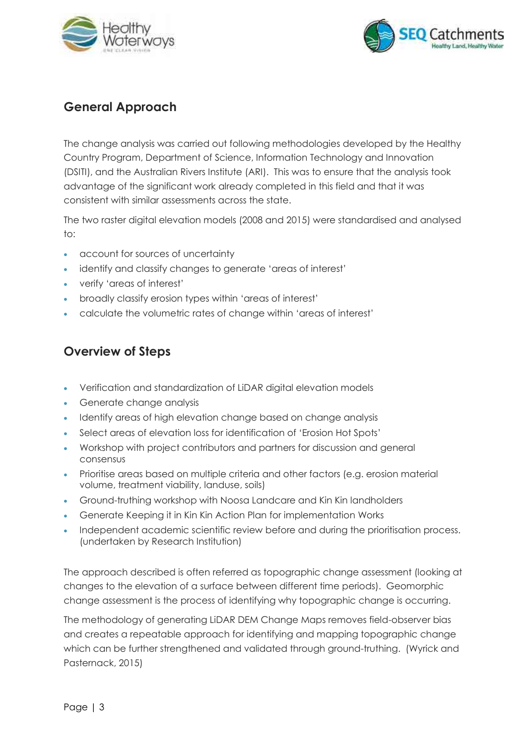## General Approach

The change analysis was carried out following methodologies developed by the Healthy Country Program, Department of Science, Information Technology and Innovation (DSITI), and the Australian Rivers Institute (ARI). This was to ensure that the analysis took advantage of the significant work already completed in this field and that it was consistent with similar assessments across the state.

The two raster digital elevation models (2008 and 2015) were standardised and analysed to:

- account for sources of uncertainty
- identify and classify changes to generate 'areas of interest'
- verify 'areas of interest'
- broadly classify erosion types within 'areas of interest'
- calculate the volumetric rates of change within 'areas of interest'

## Overview of Steps

- Verification and standardization of LiDAR digital elevation models
- Generate change analysis
- Identify areas of high elevation change based on change analysis
- Select areas of elevation loss for identification of 'Erosion Hot Spots'
- Workshop with project contributors and partners for discussion and general consensus
- Prioritise areas based on multiple criteria and other factors (e.g. erosion material volume, treatment viability, landuse, soils)
- Ground-truthing workshop with Noosa Landcare and Kin Kin landholders
- Generate Keeping it in Kin Kin Action Plan for implementation Works
- Independent academic scientific review before and during the prioritisation process. (undertaken by Research Institution)

The approach described is often referred as topographic change assessment (looking at changes to the elevation of a surface between different time periods). Geomorphic change assessment is the process of identifying why topographic change is occurring.

The methodology of generating LiDAR DEM Change Maps removes field-observer bias and creates a repeatable approach for identifying and mapping topographic change which can be further strengthened and validated through ground-truthing. (Wyrick and Pasternack, 2015)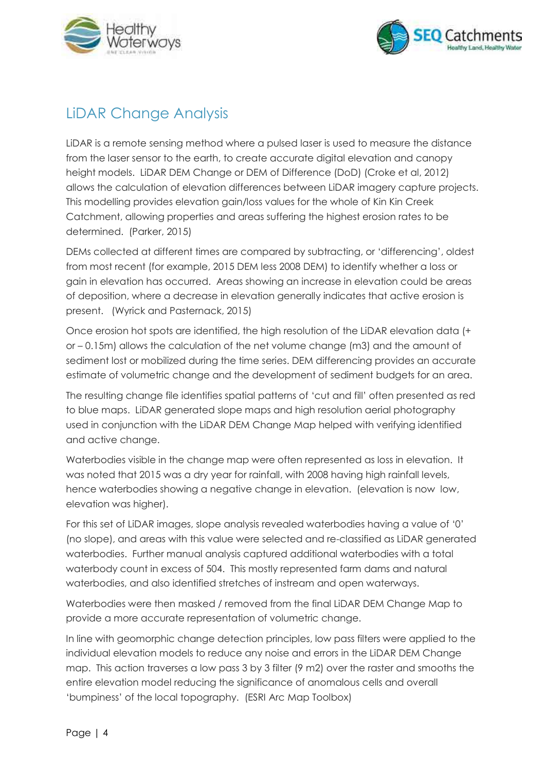# LiDAR Change Analysis

LiDAR is a remote sensing method where a pulsed laser is used to measure the distance from the laser sensor to the earth, to create accurate digital elevation and canopy height models. LiDAR DEM Change or DEM of Difference (DoD) (Croke et al, 2012) allows the calculation of elevation differences between LiDAR imagery capture projects. This modelling provides elevation gain/loss values for the whole of Kin Kin Creek Catchment, allowing properties and areas suffering the highest erosion rates to be determined. (Parker, 2015)

DEMs collected at different times are compared by subtracting, or 'differencing', oldest from most recent (for example, 2015 DEM less 2008 DEM) to identify whether a loss or gain in elevation has occurred. Areas showing an increase in elevation could be areas of deposition, where a decrease in elevation generally indicates that active erosion is present. (Wyrick and Pasternack, 2015)

Once erosion hot spots are identified, the high resolution of the LiDAR elevation data (+ or – 0.15m) allows the calculation of the net volume change (m3) and the amount of sediment lost or mobilized during the time series. DEM differencing provides an accurate estimate of volumetric change and the development of sediment budgets for an area.

The resulting change file identifies spatial patterns of 'cut and fill' often presented as red to blue maps. LiDAR generated slope maps and high resolution aerial photography used in conjunction with the LiDAR DEM Change Map helped with verifying identified and active change.

Waterbodies visible in the change map were often represented as loss in elevation. It was noted that 2015 was a dry year for rainfall, with 2008 having high rainfall levels, hence waterbodies showing a negative change in elevation. (elevation is now low, elevation was higher).

For this set of LiDAR images, slope analysis revealed waterbodies having a value of '0' (no slope), and areas with this value were selected and re-classified as LiDAR generated waterbodies. Further manual analysis captured additional waterbodies with a total waterbody count in excess of 504. This mostly represented farm dams and natural waterbodies, and also identified stretches of instream and open waterways.

Waterbodies were then masked / removed from the final LiDAR DEM Change Map to provide a more accurate representation of volumetric change.

In line with geomorphic change detection principles, low pass filters were applied to the individual elevation models to reduce any noise and errors in the LiDAR DEM Change map. This action traverses a low pass 3 by 3 filter (9 m2) over the raster and smooths the entire elevation model reducing the significance of anomalous cells and overall 'bumpiness' of the local topography. (ESRI Arc Map Toolbox)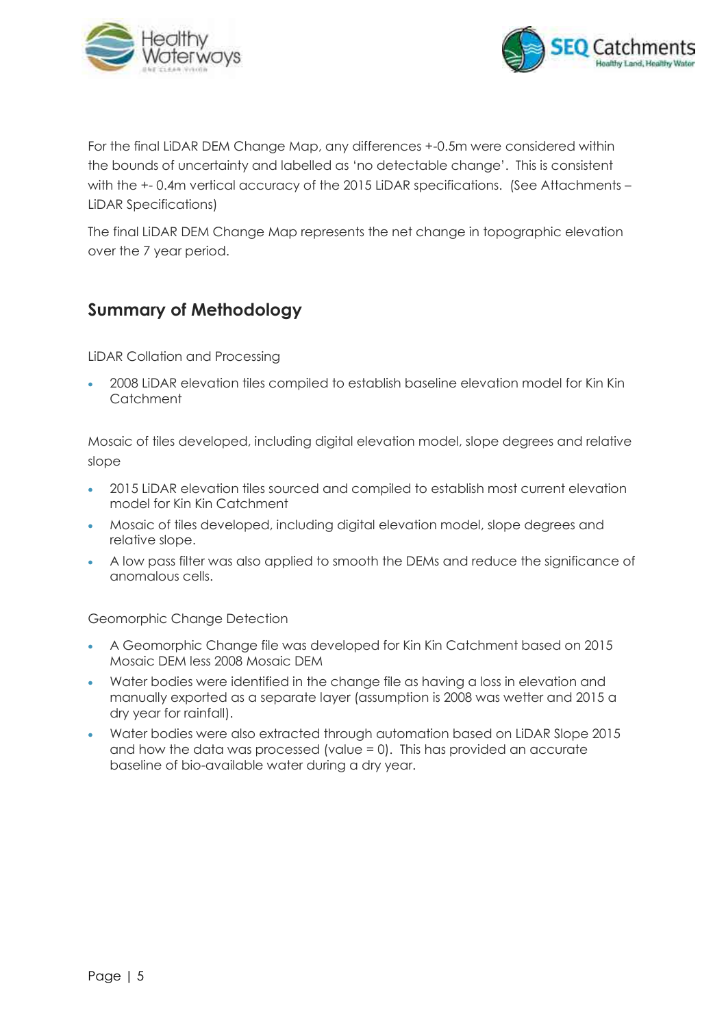For the final LiDAR DEM Change Map, any differences +-0.5m were considered within the bounds of uncertainty and labelled as 'no detectable change'. This is consistent with the +- 0.4m vertical accuracy of the 2015 LiDAR specifications. (See Attachments – LiDAR Specifications)

The final LiDAR DEM Change Map represents the net change in topographic elevation over the 7 year period.

## Summary of Methodology

LiDAR Collation and Processing

- 2008 LiDAR elevation tiles compiled to establish baseline elevation model for Kin Kin Catchment

Mosaic of tiles developed, including digital elevation model, slope degrees and relative slope

- 2015 LiDAR elevation tiles sourced and compiled to establish most current elevation model for Kin Kin Catchment
- Mosaic of tiles developed, including digital elevation model, slope degrees and relative slope.
- A low pass filter was also applied to smooth the DEMs and reduce the significance of anomalous cells.

Geomorphic Change Detection

- A Geomorphic Change file was developed for Kin Kin Catchment based on 2015 Mosaic DEM less 2008 Mosaic DEM
- Water bodies were identified in the change file as having a loss in elevation and manually exported as a separate layer (assumption is 2008 was wetter and 2015 a dry year for rainfall).
- Water bodies were also extracted through automation based on LiDAR Slope 2015 and how the data was processed (value = 0). This has provided an accurate baseline of bio-available water during a dry year.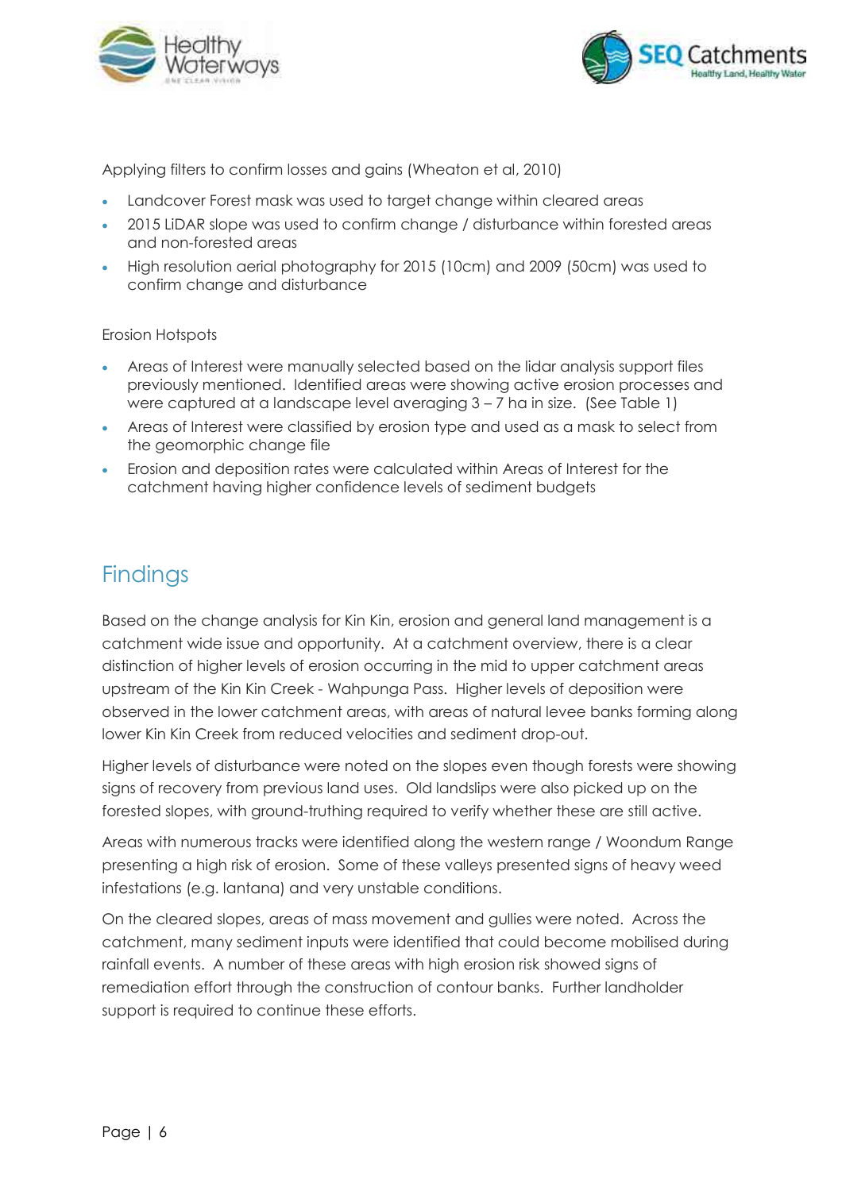Applying filters to confirm losses and gains (Wheaton et al, 2010)

- Landcover Forest mask was used to target change within cleared areas
- 2015 LiDAR slope was used to confirm change / disturbance within forested areas and non-forested areas
- High resolution aerial photography for 2015 (10cm) and 2009 (50cm) was used to confirm change and disturbance

Erosion Hotspots

- Areas of Interest were manually selected based on the lidar analysis support files previously mentioned. Identified areas were showing active erosion processes and were captured at a landscape level averaging 3 – 7 ha in size. (See Table 1)
- Areas of Interest were classified by erosion type and used as a mask to select from the geomorphic change file
- Erosion and deposition rates were calculated within Areas of Interest for the catchment having higher confidence levels of sediment budgets

# Findings

Based on the change analysis for Kin Kin, erosion and general land management is a catchment wide issue and opportunity. At a catchment overview, there is a clear distinction of higher levels of erosion occurring in the mid to upper catchment areas upstream of the Kin Kin Creek - Wahpunga Pass. Higher levels of deposition were observed in the lower catchment areas, with areas of natural levee banks forming along lower Kin Kin Creek from reduced velocities and sediment drop-out.

Higher levels of disturbance were noted on the slopes even though forests were showing signs of recovery from previous land uses. Old landslips were also picked up on the forested slopes, with ground-truthing required to verify whether these are still active.

Areas with numerous tracks were identified along the western range / Woondum Range presenting a high risk of erosion. Some of these valleys presented signs of heavy weed infestations (e.g. lantana) and very unstable conditions.

On the cleared slopes, areas of mass movement and gullies were noted. Across the catchment, many sediment inputs were identified that could become mobilised during rainfall events. A number of these areas with high erosion risk showed signs of remediation effort through the construction of contour banks. Further landholder support is required to continue these efforts.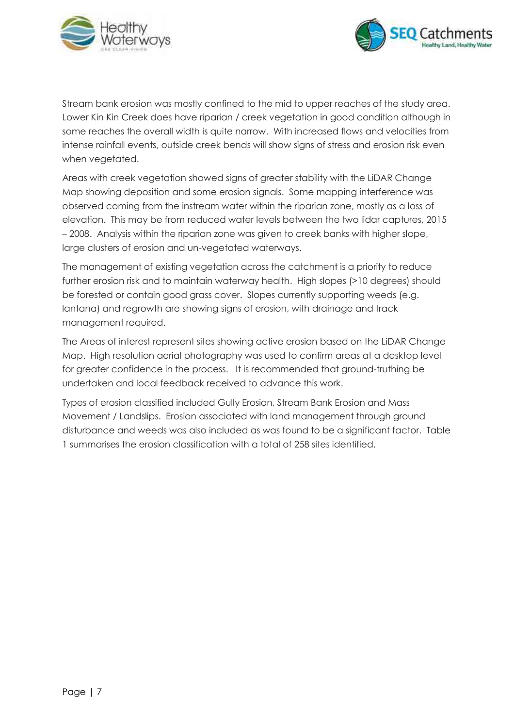Stream bank erosion was mostly confined to the mid to upper reaches of the study area. Lower Kin Kin Creek does have riparian / creek vegetation in good condition although in some reaches the overall width is quite narrow. With increased flows and velocities from intense rainfall events, outside creek bends will show signs of stress and erosion risk even when vegetated.

Areas with creek vegetation showed signs of greater stability with the LiDAR Change Map showing deposition and some erosion signals. Some mapping interference was observed coming from the instream water within the riparian zone, mostly as a loss of elevation. This may be from reduced water levels between the two lidar captures, 2015 – 2008. Analysis within the riparian zone was given to creek banks with higher slope, large clusters of erosion and un-vegetated waterways.

The management of existing vegetation across the catchment is a priority to reduce further erosion risk and to maintain waterway health. High slopes (>10 degrees) should be forested or contain good grass cover. Slopes currently supporting weeds (e.g. lantana) and regrowth are showing signs of erosion, with drainage and track management required.

The Areas of interest represent sites showing active erosion based on the LiDAR Change Map. High resolution aerial photography was used to confirm areas at a desktop level for greater confidence in the process. It is recommended that ground-truthing be undertaken and local feedback received to advance this work.

Types of erosion classified included Gully Erosion, Stream Bank Erosion and Mass Movement / Landslips. Erosion associated with land management through ground disturbance and weeds was also included as was found to be a significant factor. Table 1 summarises the erosion classification with a total of 258 sites identified.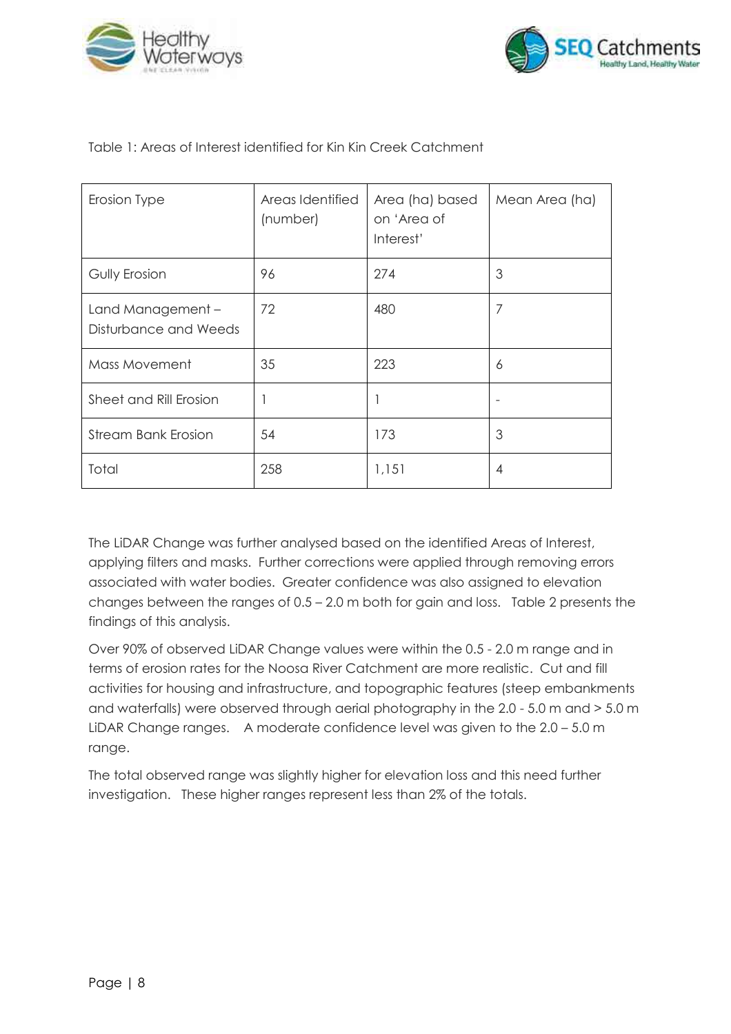Table 1: Areas of Interest identified for Kin Kin Creek Catchment

| Erosion Type | Areas Identified (number) | Area (ha) based on 'Area of Interest' | Mean Area (ha) |
|---|---|---|---|
| Gully Erosion | 96 | 274 | 3 |
| Land Management – Disturbance and Weeds | 72 | 480 | 7 |
| Mass Movement | 35 | 223 | 6 |
| Sheet and Rill Erosion | 1 | 1 | - |
| Stream Bank Erosion | 54 | 173 | 3 |
| Total | 258 | 1,151 | 4 |

The LiDAR Change was further analysed based on the identified Areas of Interest, applying filters and masks. Further corrections were applied through removing errors associated with water bodies. Greater confidence was also assigned to elevation changes between the ranges of 0.5 – 2.0 m both for gain and loss. Table 2 presents the findings of this analysis.

Over 90% of observed LiDAR Change values were within the 0.5 - 2.0 m range and in terms of erosion rates for the Noosa River Catchment are more realistic. Cut and fill activities for housing and infrastructure, and topographic features (steep embankments and waterfalls) were observed through aerial photography in the 2.0 - 5.0 m and > 5.0 m LiDAR Change ranges. A moderate confidence level was given to the 2.0 – 5.0 m range.

The total observed range was slightly higher for elevation loss and this need further investigation. These higher ranges represent less than 2% of the totals.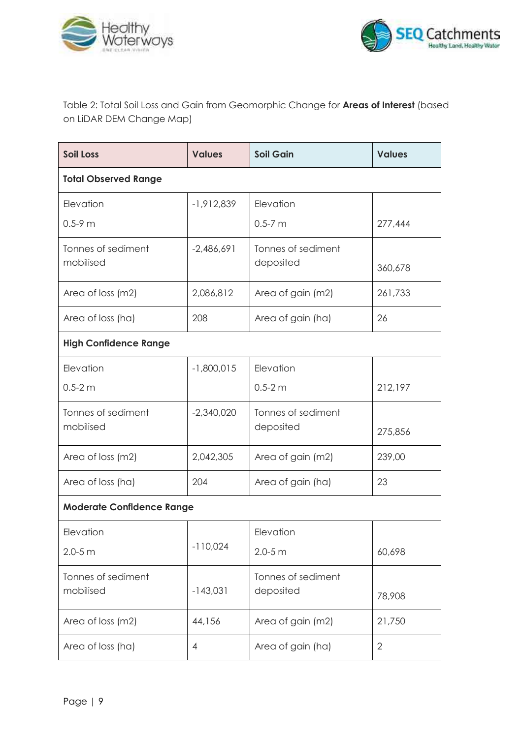Table 2: Total Soil Loss and Gain from Geomorphic Change for **Areas of Interest** (based on LiDAR DEM Change Map)

| Soil Loss | Values | Soil Gain | Values |
|---|---|---|---|
| **Total Observed Range** | | | |
| Elevation 0.5-9 m | -1,912,839 | Elevation 0.5-7 m | 277,444 |
| Tonnes of sediment mobilised | -2,486,691 | Tonnes of sediment deposited | 360,678 |
| Area of loss (m2) | 2,086,812 | Area of gain (m2) | 261,733 |
| Area of loss (ha) | 208 | Area of gain (ha) | 26 |
| **High Confidence Range** | | | |
| Elevation 0.5-2 m | -1,800,015 | Elevation 0.5-2 m | 212,197 |
| Tonnes of sediment mobilised | -2,340,020 | Tonnes of sediment deposited | 275,856 |
| Area of loss (m2) | 2,042,305 | Area of gain (m2) | 239,00 |
| Area of loss (ha) | 204 | Area of gain (ha) | 23 |
| **Moderate Confidence Range** | | | |
| Elevation 2.0-5 m | -110,024 | Elevation 2.0-5 m | 60,698 |
| Tonnes of sediment mobilised | -143,031 | Tonnes of sediment deposited | 78,908 |
| Area of loss (m2) | 44,156 | Area of gain (m2) | 21,750 |
| Area of loss (ha) | 4 | Area of gain (ha) | 2 |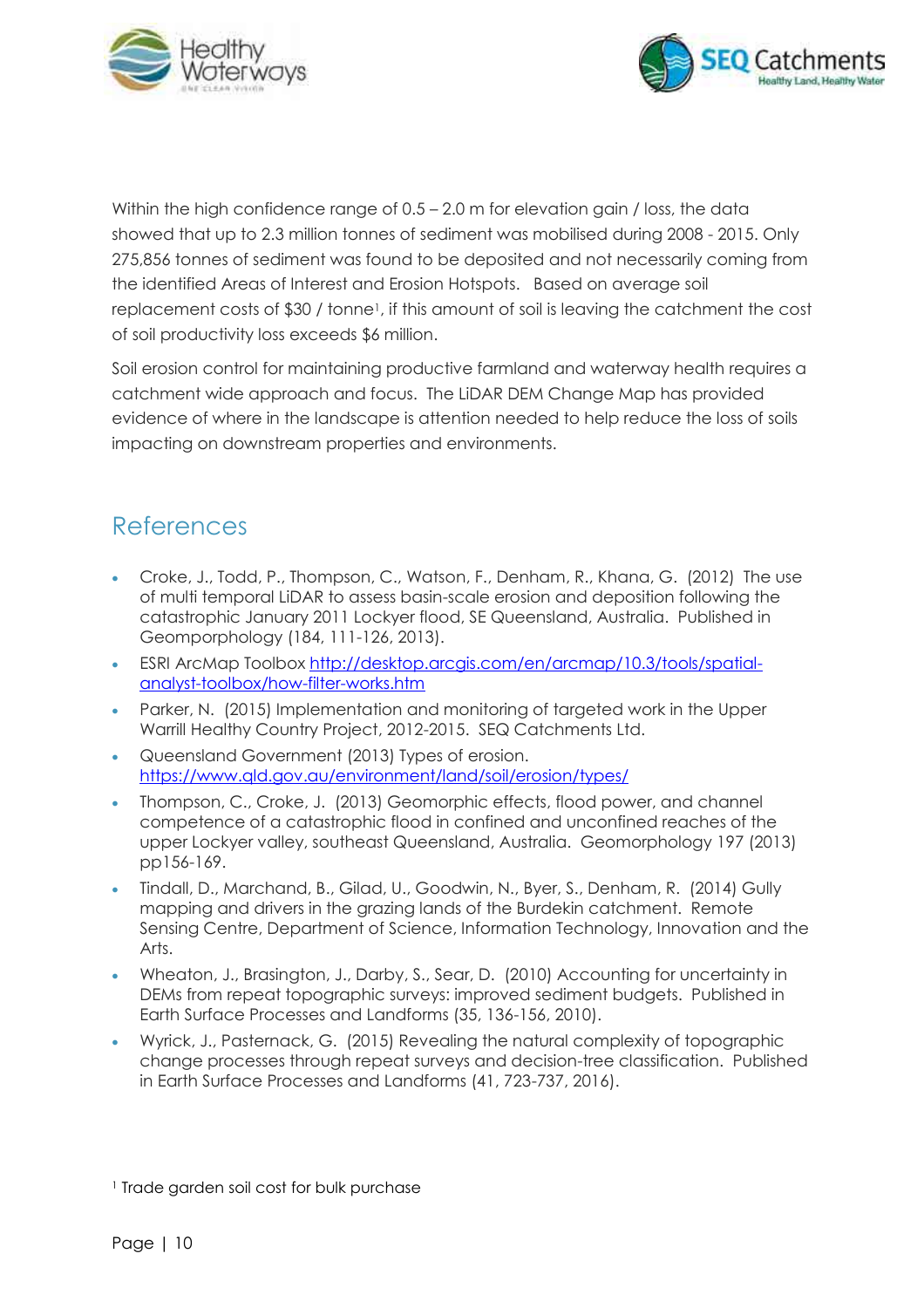Within the high confidence range of 0.5 – 2.0 m for elevation gain / loss, the data showed that up to 2.3 million tonnes of sediment was mobilised during 2008 - 2015. Only 275,856 tonnes of sediment was found to be deposited and not necessarily coming from the identified Areas of Interest and Erosion Hotspots. Based on average soil replacement costs of $30 / tonne[1], if this amount of soil is leaving the catchment the cost of soil productivity loss exceeds $6 million.

Soil erosion control for maintaining productive farmland and waterway health requires a catchment wide approach and focus. The LiDAR DEM Change Map has provided evidence of where in the landscape is attention needed to help reduce the loss of soils impacting on downstream properties and environments.

# References

- Croke, J., Todd, P., Thompson, C., Watson, F., Denham, R., Khana, G. (2012) The use of multi temporal LiDAR to assess basin-scale erosion and deposition following the catastrophic January 2011 Lockyer flood, SE Queensland, Australia. Published in Geomporphology (184, 111-126, 2013).
- ESRI ArcMap Toolbox http://desktop.arcgis.com/en/arcmap/10.3/tools/spatial-analyst-toolbox/how-filter-works.htm
- Parker, N. (2015) Implementation and monitoring of targeted work in the Upper Warrill Healthy Country Project, 2012-2015. SEQ Catchments Ltd.
- Queensland Government (2013) Types of erosion. https://www.qld.gov.au/environment/land/soil/erosion/types/
- Thompson, C., Croke, J. (2013) Geomorphic effects, flood power, and channel competence of a catastrophic flood in confined and unconfined reaches of the upper Lockyer valley, southeast Queensland, Australia. Geomorphology 197 (2013) pp156-169.
- Tindall, D., Marchand, B., Gilad, U., Goodwin, N., Byer, S., Denham, R. (2014) Gully mapping and drivers in the grazing lands of the Burdekin catchment. Remote Sensing Centre, Department of Science, Information Technology, Innovation and the Arts.
- Wheaton, J., Brasington, J., Darby, S., Sear, D. (2010) Accounting for uncertainty in DEMs from repeat topographic surveys: improved sediment budgets. Published in Earth Surface Processes and Landforms (35, 136-156, 2010).
- Wyrick, J., Pasternack, G. (2015) Revealing the natural complexity of topographic change processes through repeat surveys and decision-tree classification. Published in Earth Surface Processes and Landforms (41, 723-737, 2016).

[1] Trade garden soil cost for bulk purchase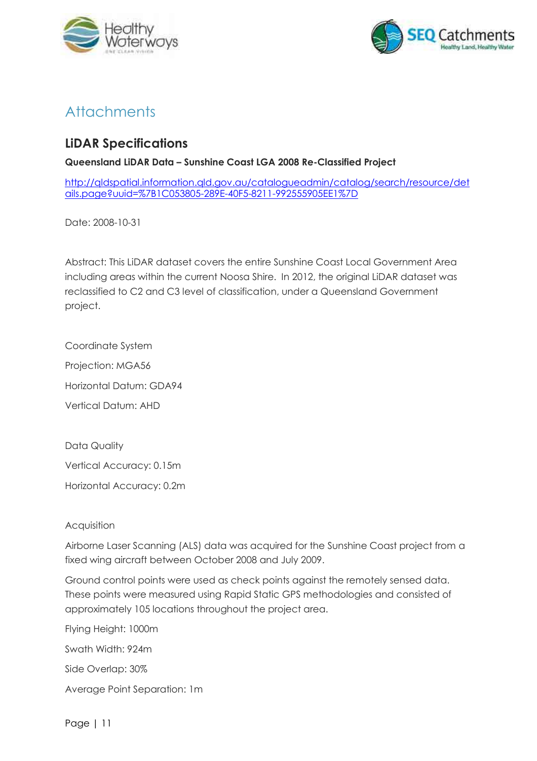# Attachments

## LiDAR Specifications

**Queensland LiDAR Data – Sunshine Coast LGA 2008 Re-Classified Project**

[http://qldspatial.information.qld.gov.au/catalogueadmin/catalog/search/resource/details.page?uuid=%7B1C053805-289E-40F5-8211-992555905EE1%7D](http://qldspatial.information.qld.gov.au/catalogueadmin/catalog/search/resource/details.page?uuid=%7B1C053805-289E-40F5-8211-992555905EE1%7D)

Date: 2008-10-31

Abstract: This LiDAR dataset covers the entire Sunshine Coast Local Government Area including areas within the current Noosa Shire. In 2012, the original LiDAR dataset was reclassified to C2 and C3 level of classification, under a Queensland Government project.

Coordinate System

Projection: MGA56

Horizontal Datum: GDA94

Vertical Datum: AHD

Data Quality

Vertical Accuracy: 0.15m

Horizontal Accuracy: 0.2m

Acquisition

Airborne Laser Scanning (ALS) data was acquired for the Sunshine Coast project from a fixed wing aircraft between October 2008 and July 2009.

Ground control points were used as check points against the remotely sensed data. These points were measured using Rapid Static GPS methodologies and consisted of approximately 105 locations throughout the project area.

Flying Height: 1000m

Swath Width: 924m

Side Overlap: 30%

Average Point Separation: 1m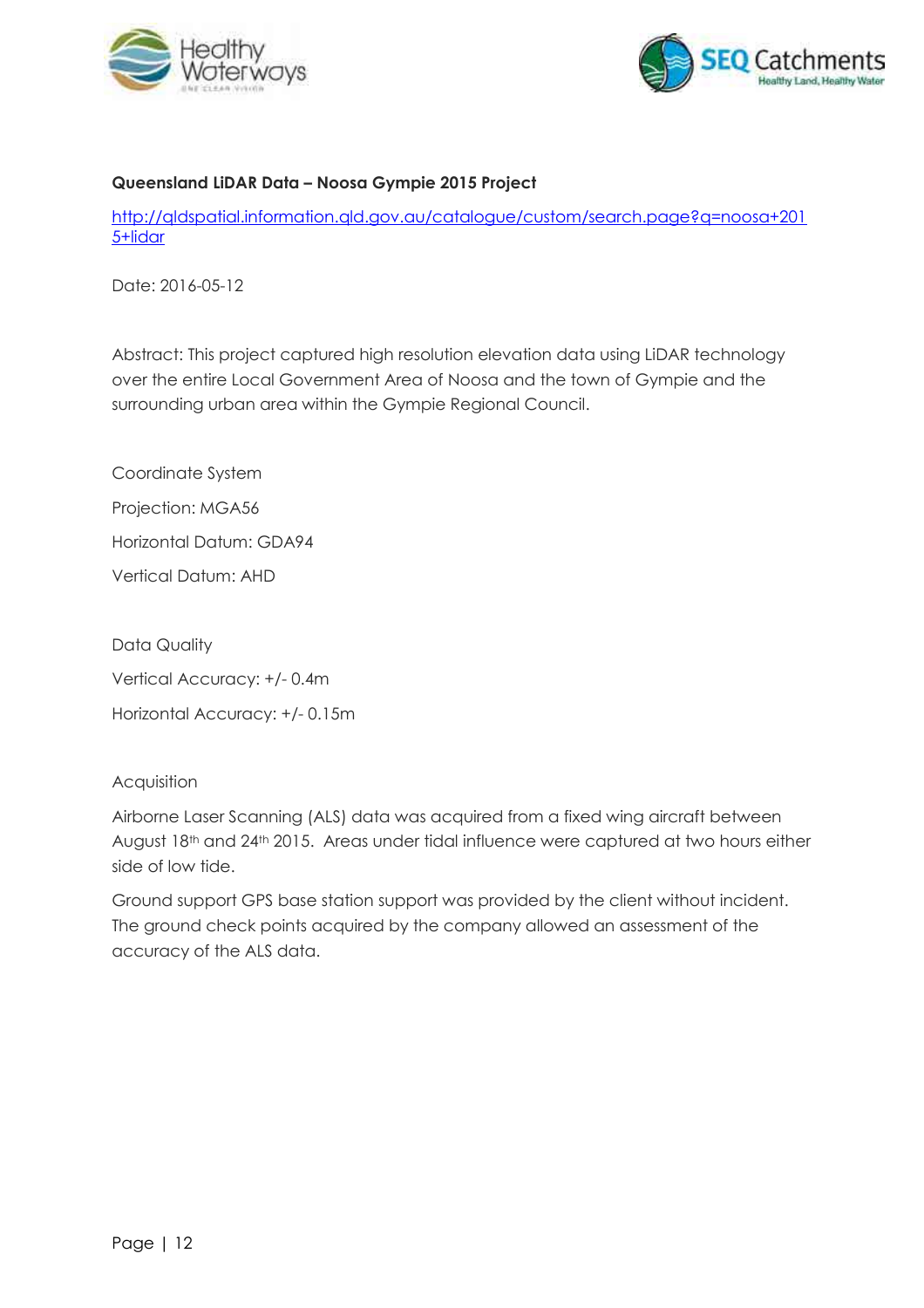**Queensland LiDAR Data – Noosa Gympie 2015 Project**

[http://qldspatial.information.qld.gov.au/catalogue/custom/search.page?q=noosa+2015+lidar](http://qldspatial.information.qld.gov.au/catalogue/custom/search.page?q=noosa+2015+lidar)

Date: 2016-05-12

Abstract: This project captured high resolution elevation data using LiDAR technology over the entire Local Government Area of Noosa and the town of Gympie and the surrounding urban area within the Gympie Regional Council.

Coordinate System

Projection: MGA56

Horizontal Datum: GDA94

Vertical Datum: AHD

Data Quality

Vertical Accuracy: +/- 0.4m

Horizontal Accuracy: +/- 0.15m

Acquisition

Airborne Laser Scanning (ALS) data was acquired from a fixed wing aircraft between August 18th and 24th 2015. Areas under tidal influence were captured at two hours either side of low tide.

Ground support GPS base station support was provided by the client without incident. The ground check points acquired by the company allowed an assessment of the accuracy of the ALS data.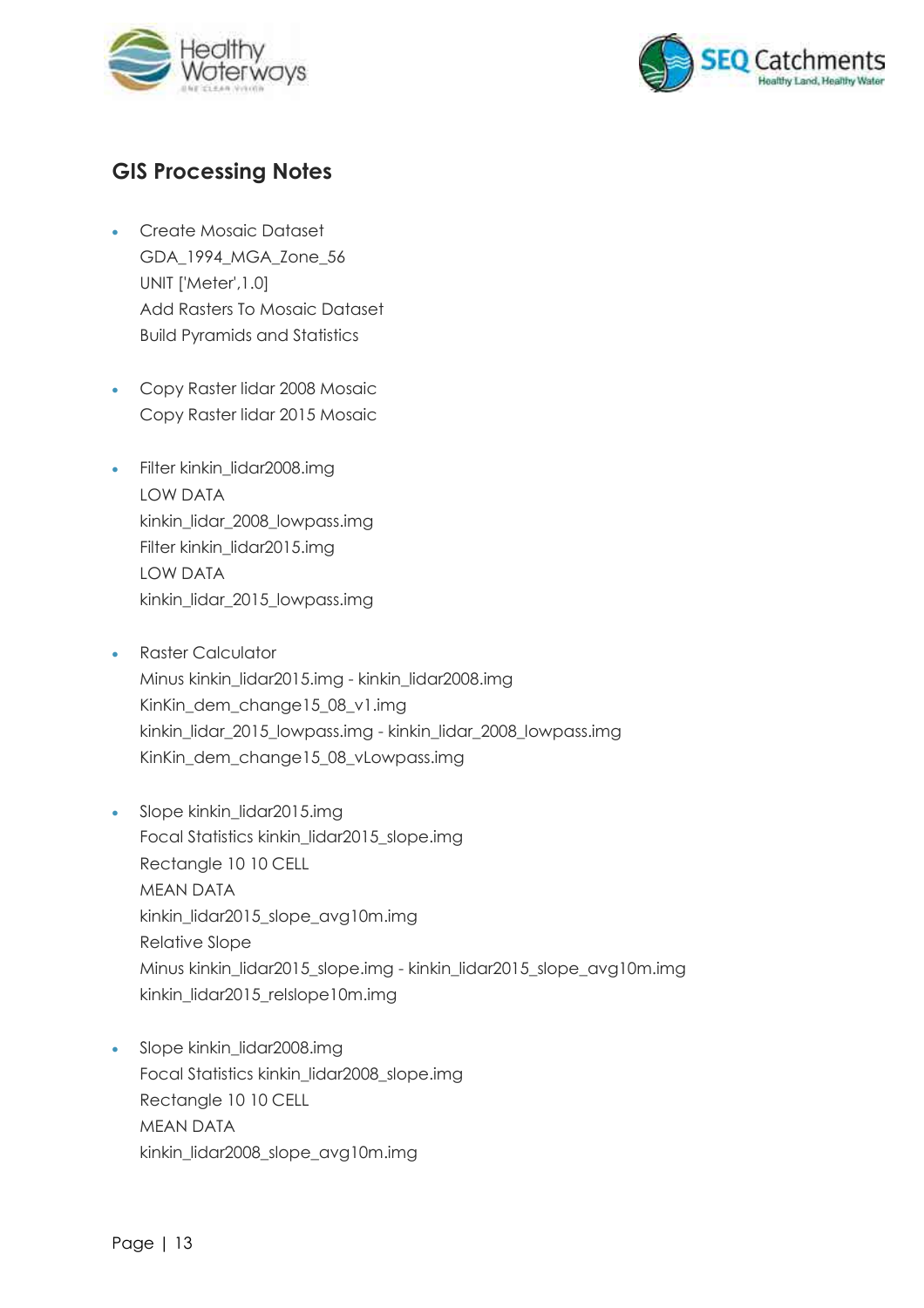## GIS Processing Notes

- Create Mosaic Dataset
  GDA_1994_MGA_Zone_56
  UNIT ['Meter',1.0]
  Add Rasters To Mosaic Dataset
  Build Pyramids and Statistics

- Copy Raster lidar 2008 Mosaic
  Copy Raster lidar 2015 Mosaic

- Filter kinkin_lidar2008.img
  LOW DATA
  kinkin_lidar_2008_lowpass.img
  Filter kinkin_lidar2015.img
  LOW DATA
  kinkin_lidar_2015_lowpass.img

- Raster Calculator
  Minus kinkin_lidar2015.img - kinkin_lidar2008.img
  KinKin_dem_change15_08_v1.img
  kinkin_lidar_2015_lowpass.img - kinkin_lidar_2008_lowpass.img
  KinKin_dem_change15_08_vLowpass.img

- Slope kinkin_lidar2015.img
  Focal Statistics kinkin_lidar2015_slope.img
  Rectangle 10 10 CELL
  MEAN DATA
  kinkin_lidar2015_slope_avg10m.img
  Relative Slope
  Minus kinkin_lidar2015_slope.img - kinkin_lidar2015_slope_avg10m.img
  kinkin_lidar2015_relslope10m.img

- Slope kinkin_lidar2008.img
  Focal Statistics kinkin_lidar2008_slope.img
  Rectangle 10 10 CELL
  MEAN DATA
  kinkin_lidar2008_slope_avg10m.img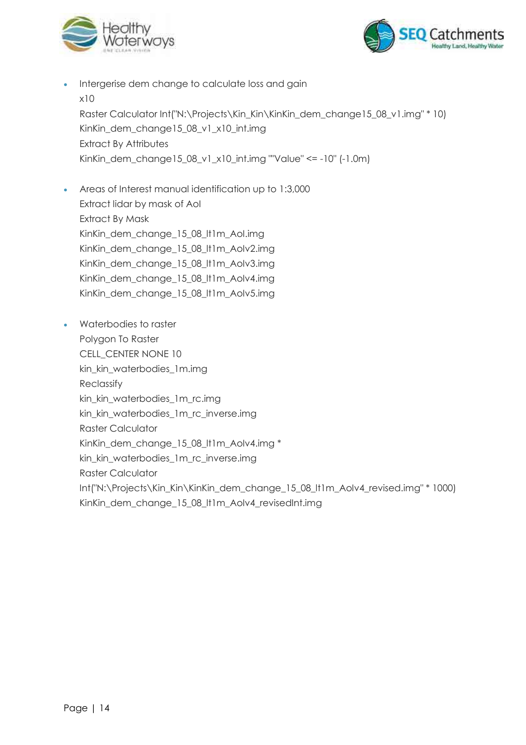- Intergerise dem change to calculate loss and gain

  x10

  Raster Calculator Int("N:\Projects\Kin_Kin\KinKin_dem_change15_08_v1.img" * 10)

  KinKin_dem_change15_08_v1_x10_int.img

  Extract By Attributes

  KinKin_dem_change15_08_v1_x10_int.img ""Value" <= -10" (-1.0m)

- Areas of Interest manual identification up to 1:3,000

  Extract lidar by mask of AoI

  Extract By Mask

  KinKin_dem_change_15_08_lt1m_AoI.img

  KinKin_dem_change_15_08_lt1m_AoIv2.img

  KinKin_dem_change_15_08_lt1m_AoIv3.img

  KinKin_dem_change_15_08_lt1m_AoIv4.img

  KinKin_dem_change_15_08_lt1m_AoIv5.img

- Waterbodies to raster

  Polygon To Raster

  CELL_CENTER NONE 10

  kin_kin_waterbodies_1m.img

  Reclassify

  kin_kin_waterbodies_1m_rc.img

  kin_kin_waterbodies_1m_rc_inverse.img

  Raster Calculator

  KinKin_dem_change_15_08_lt1m_AoIv4.img *

  kin_kin_waterbodies_1m_rc_inverse.img

  Raster Calculator

  Int("N:\Projects\Kin_Kin\KinKin_dem_change_15_08_lt1m_AoIv4_revised.img" * 1000)

  KinKin_dem_change_15_08_lt1m_AoIv4_revisedInt.img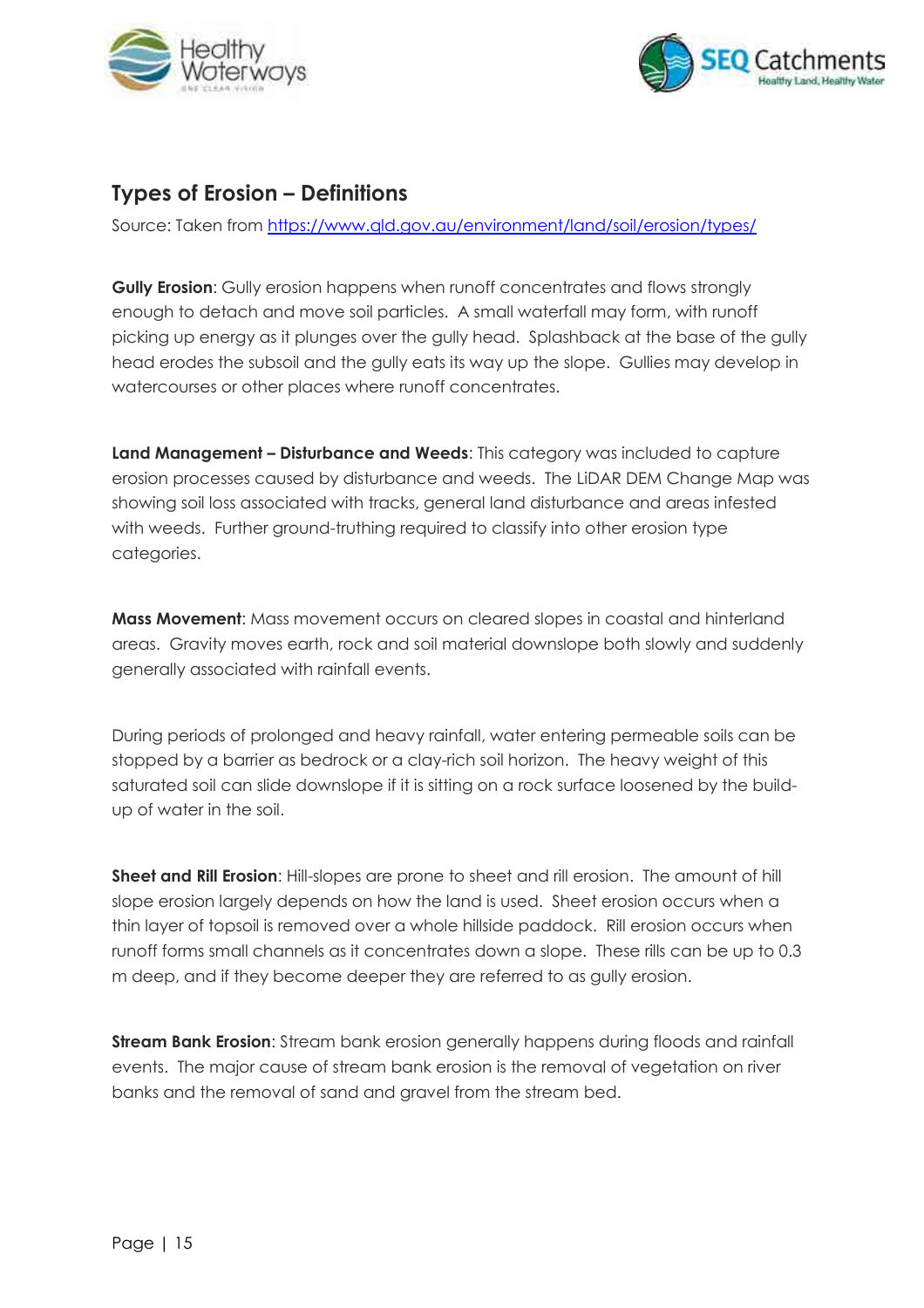## Types of Erosion – Definitions

Source: Taken from https://www.qld.gov.au/environment/land/soil/erosion/types/

**Gully Erosion**: Gully erosion happens when runoff concentrates and flows strongly enough to detach and move soil particles. A small waterfall may form, with runoff picking up energy as it plunges over the gully head. Splashback at the base of the gully head erodes the subsoil and the gully eats its way up the slope. Gullies may develop in watercourses or other places where runoff concentrates.

**Land Management – Disturbance and Weeds**: This category was included to capture erosion processes caused by disturbance and weeds. The LiDAR DEM Change Map was showing soil loss associated with tracks, general land disturbance and areas infested with weeds. Further ground-truthing required to classify into other erosion type categories.

**Mass Movement**: Mass movement occurs on cleared slopes in coastal and hinterland areas. Gravity moves earth, rock and soil material downslope both slowly and suddenly generally associated with rainfall events.

During periods of prolonged and heavy rainfall, water entering permeable soils can be stopped by a barrier as bedrock or a clay-rich soil horizon. The heavy weight of this saturated soil can slide downslope if it is sitting on a rock surface loosened by the build-up of water in the soil.

**Sheet and Rill Erosion**: Hill-slopes are prone to sheet and rill erosion. The amount of hill slope erosion largely depends on how the land is used. Sheet erosion occurs when a thin layer of topsoil is removed over a whole hillside paddock. Rill erosion occurs when runoff forms small channels as it concentrates down a slope. These rills can be up to 0.3 m deep, and if they become deeper they are referred to as gully erosion.

**Stream Bank Erosion**: Stream bank erosion generally happens during floods and rainfall events. The major cause of stream bank erosion is the removal of vegetation on river banks and the removal of sand and gravel from the stream bed.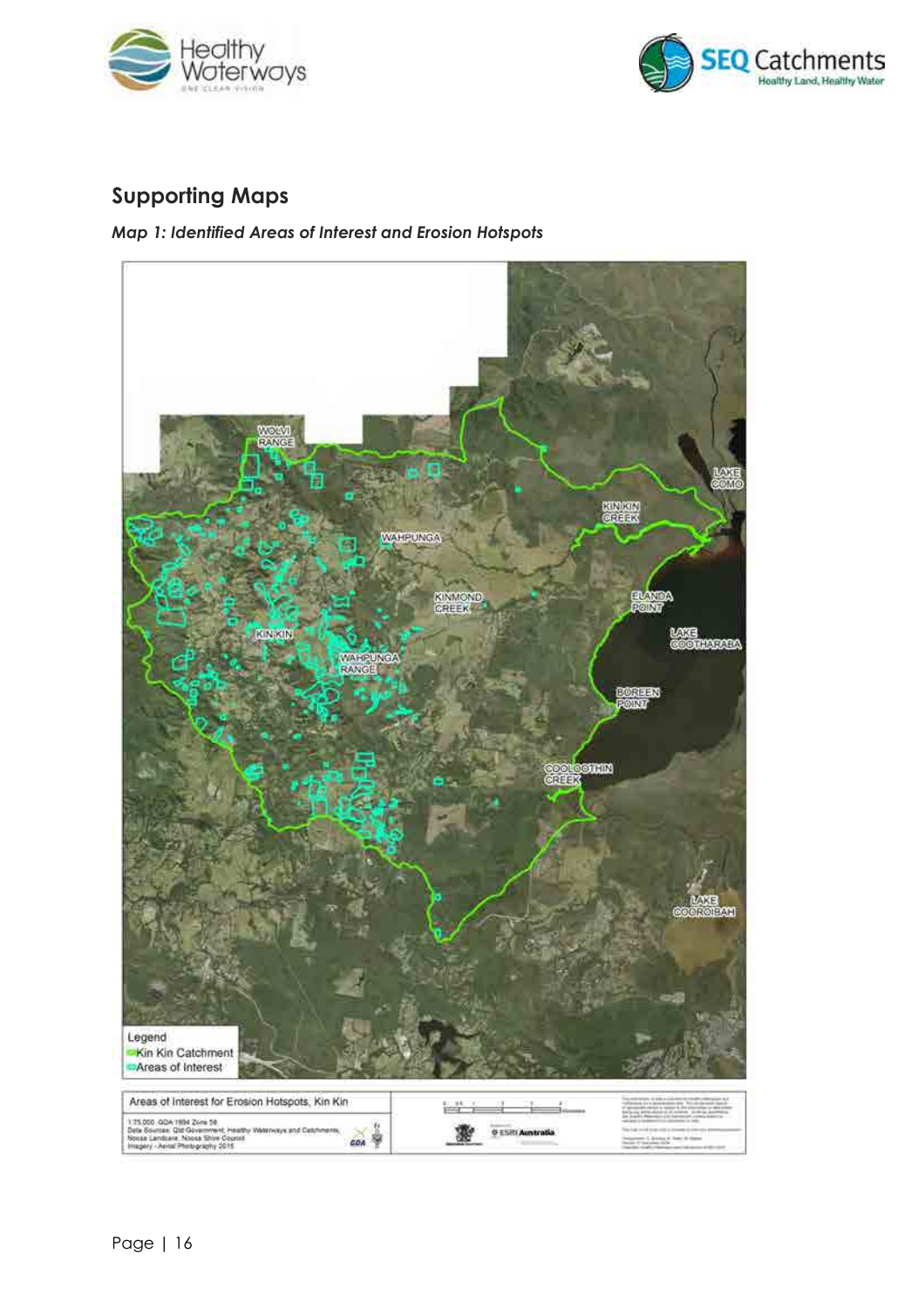## Supporting Maps

*Map 1: Identified Areas of Interest and Erosion Hotspots*

WOLVI RANGE

LAKE COMO

KIN KIN CREEK

WAHPUNGA

KINMOND CREEK

ELANDA POINT

LAKE COOTHARABA

KIN KIN

WAHPUNGA RANGE

BOREEN POINT

COOLOOTHIN CREEK

LAKE COOROIBAH

Legend

Kin Kin Catchment

Areas of Interest

Areas of Interest for Erosion Hotspots, Kin Kin

1:75,000 GDA 1994 Zone 56

Data Sources: Qld Government; Healthy Waterways and Catchments, Noosa Landcare, Noosa Shire Council

Imagery - Aerial Photography 2015

ESRI Australia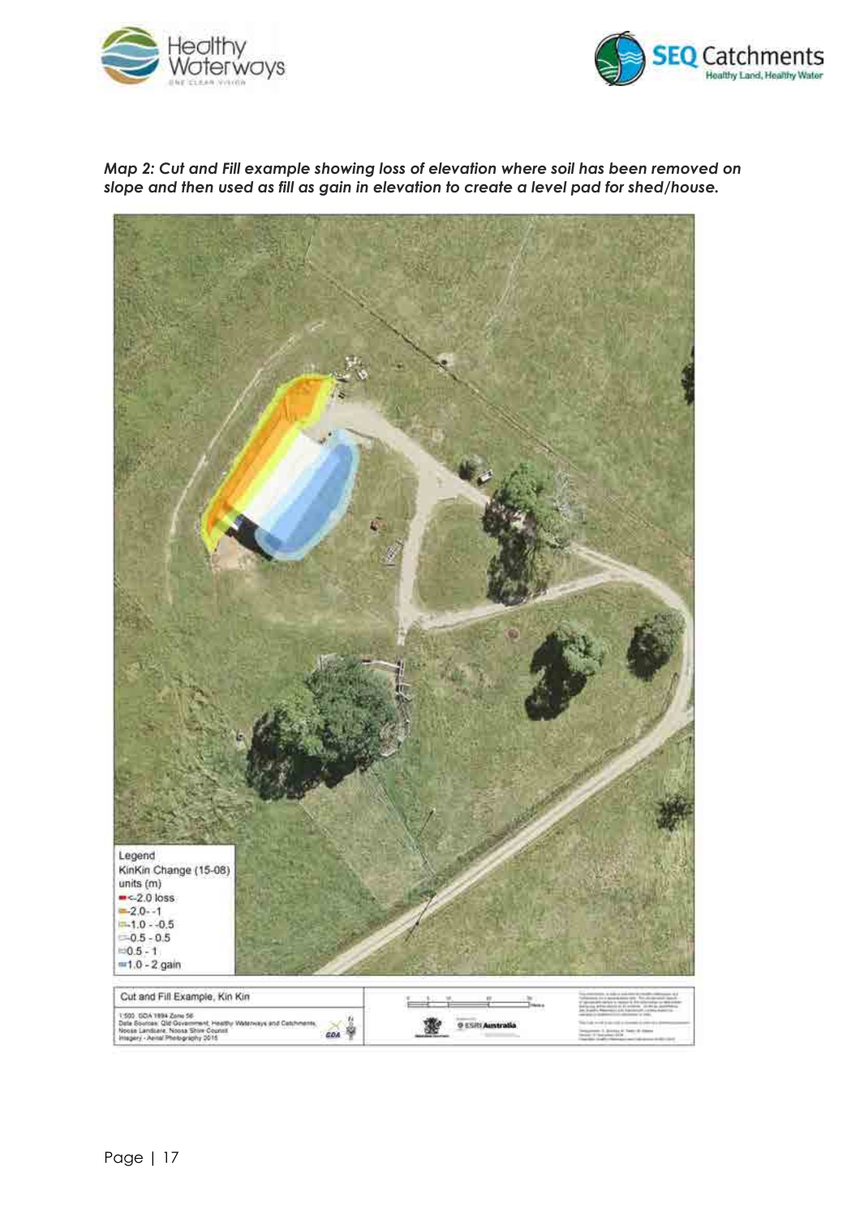*Map 2: Cut and Fill example showing loss of elevation where soil has been removed on slope and then used as fill as gain in elevation to create a level pad for shed/house.*

Legend
KinKin Change (15-08)
units (m)
<-2.0 loss
-2.0 - -1
-1.0 - -0.5
-0.5 - 0.5
0.5 - 1
1.0 - 2 gain

Cut and Fill Example, Kin Kin

1:500 GDA 1994 Zone 56
Data Sources: Qld Government, Healthy Waterways and Catchments, Noosa Landcare, Noosa Shire Council
Imagery - Aerial Photography 2015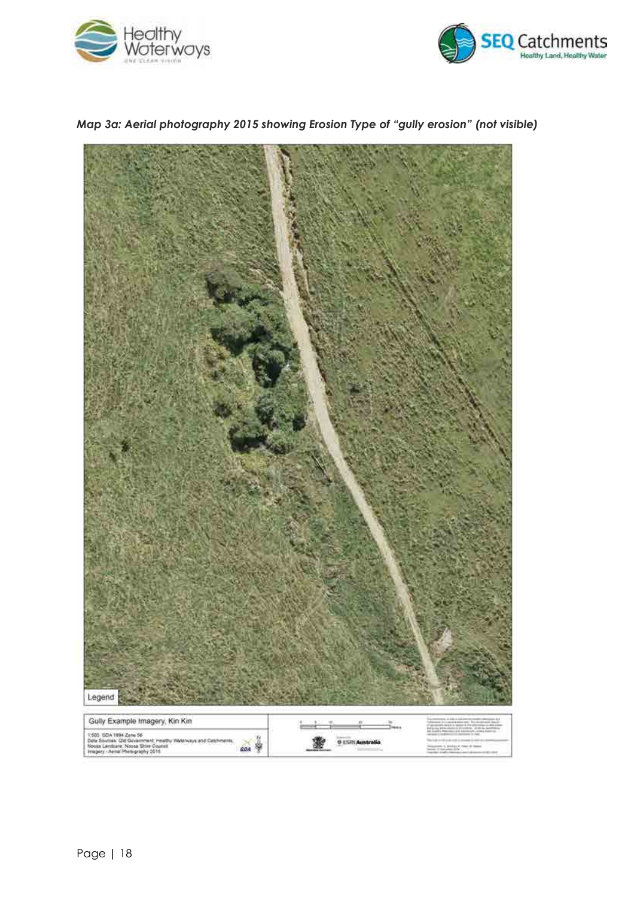*Map 3a: Aerial photography 2015 showing Erosion Type of "gully erosion" (not visible)*

Legend

Gully Example Imagery, Kin Kin

1:500 GDA 1994 Zone 56
Data Sources: Qld Government, Healthy Waterways and Catchments, Noosa Landcare, Noosa Shire Council
Imagery - Aerial Photography 2015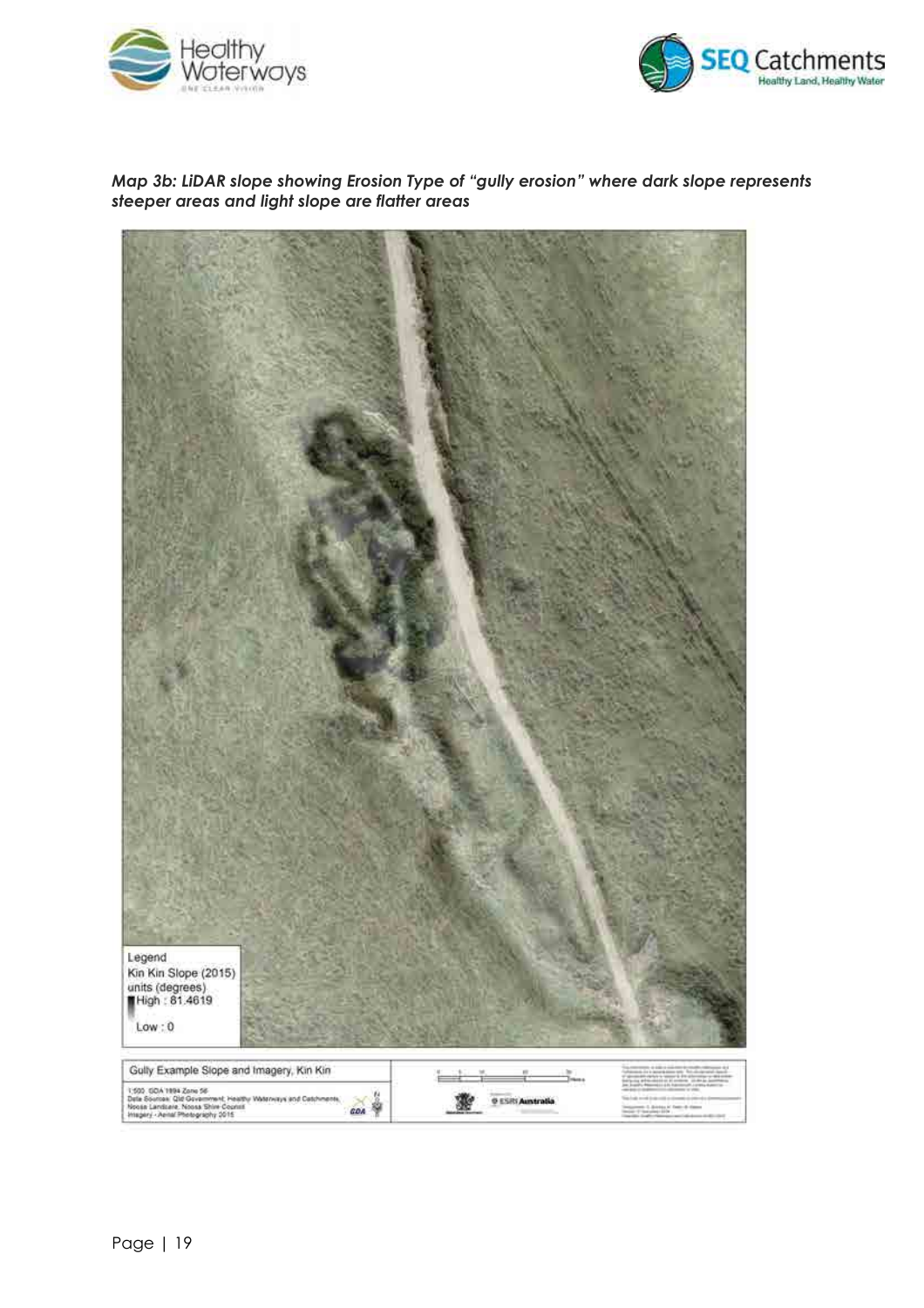*Map 3b: LiDAR slope showing Erosion Type of “gully erosion” where dark slope represents steeper areas and light slope are flatter areas*

Legend
Kin Kin Slope (2015)
units (degrees)
High : 81.4619
Low : 0

Gully Example Slope and Imagery, Kin Kin

1:500 GDA 1994 Zone 56
Data Sources: Qld Government, Healthy Waterways and Catchments, Noosa Landcare, Noosa Shire Council
Imagery - Aerial Photography 2015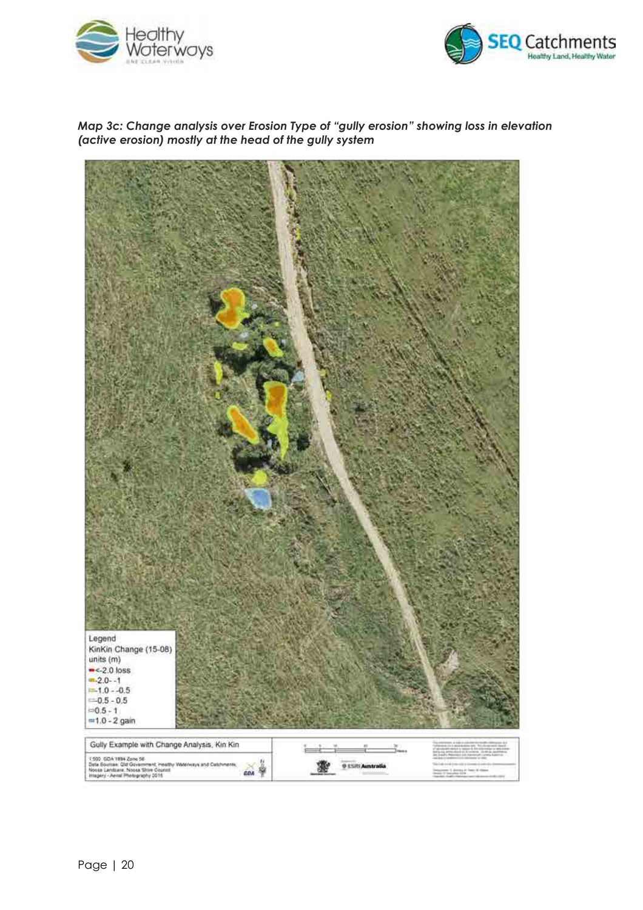*Map 3c: Change analysis over Erosion Type of "gully erosion" showing loss in elevation (active erosion) mostly at the head of the gully system*

Legend
KinKin Change (15-08)
units (m)
- <-2.0 loss
- -2.0 - -1
- -1.0 - -0.5
- -0.5 - 0.5
- 0.5 - 1
- 1.0 - 2 gain

Gully Example with Change Analysis, Kin Kin

1:500 GDA 1994 Zone 56
Data Sources: Qld Government, Healthy Waterways and Catchments, Noosa Landcare, Noosa Shire Council
Imagery - Aerial Photography 2015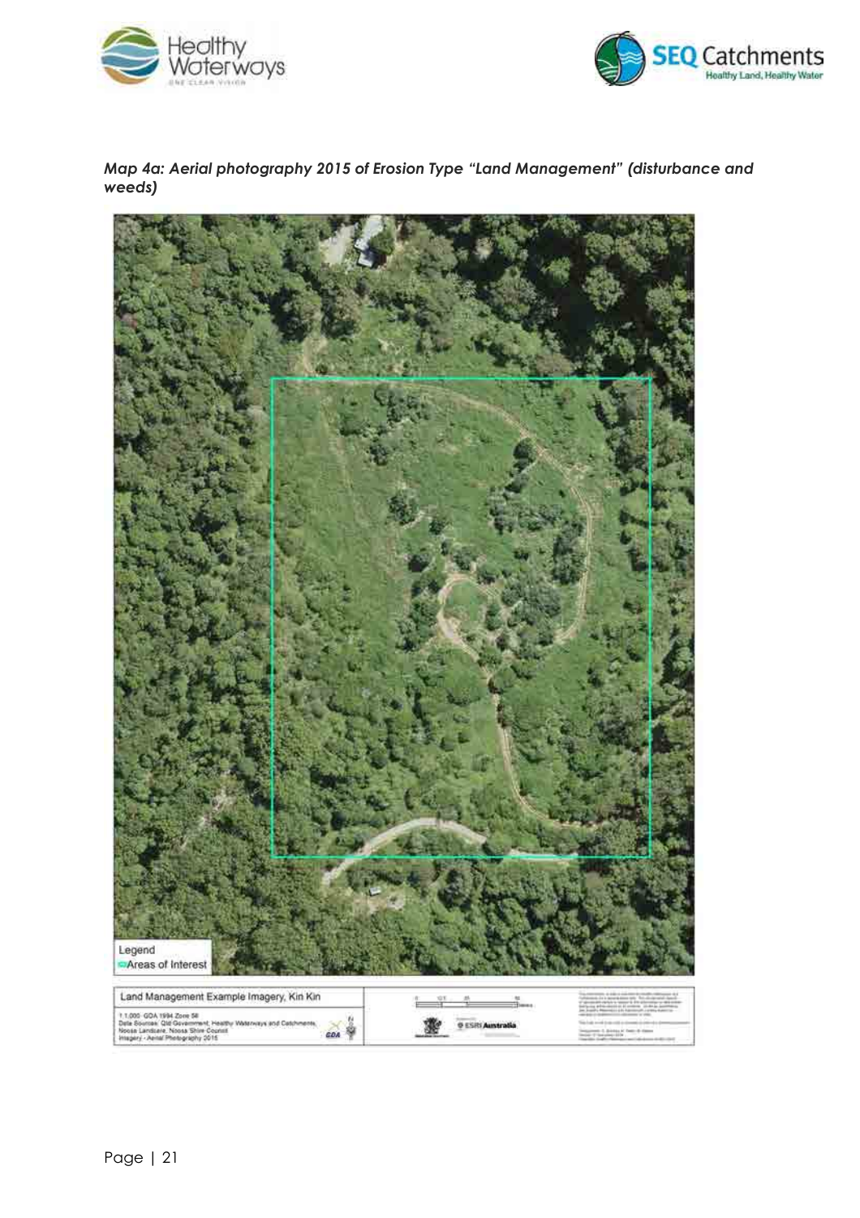*Map 4a: Aerial photography 2015 of Erosion Type "Land Management" (disturbance and weeds)*

Legend
Areas of Interest

Land Management Example Imagery, Kin Kin

1:1,000 GDA 1994 Zone 56
Data Sources: Qld Government, Healthy Waterways and Catchments, Noosa Landcare, Noosa Shire Council
Imagery - Aerial Photography 2015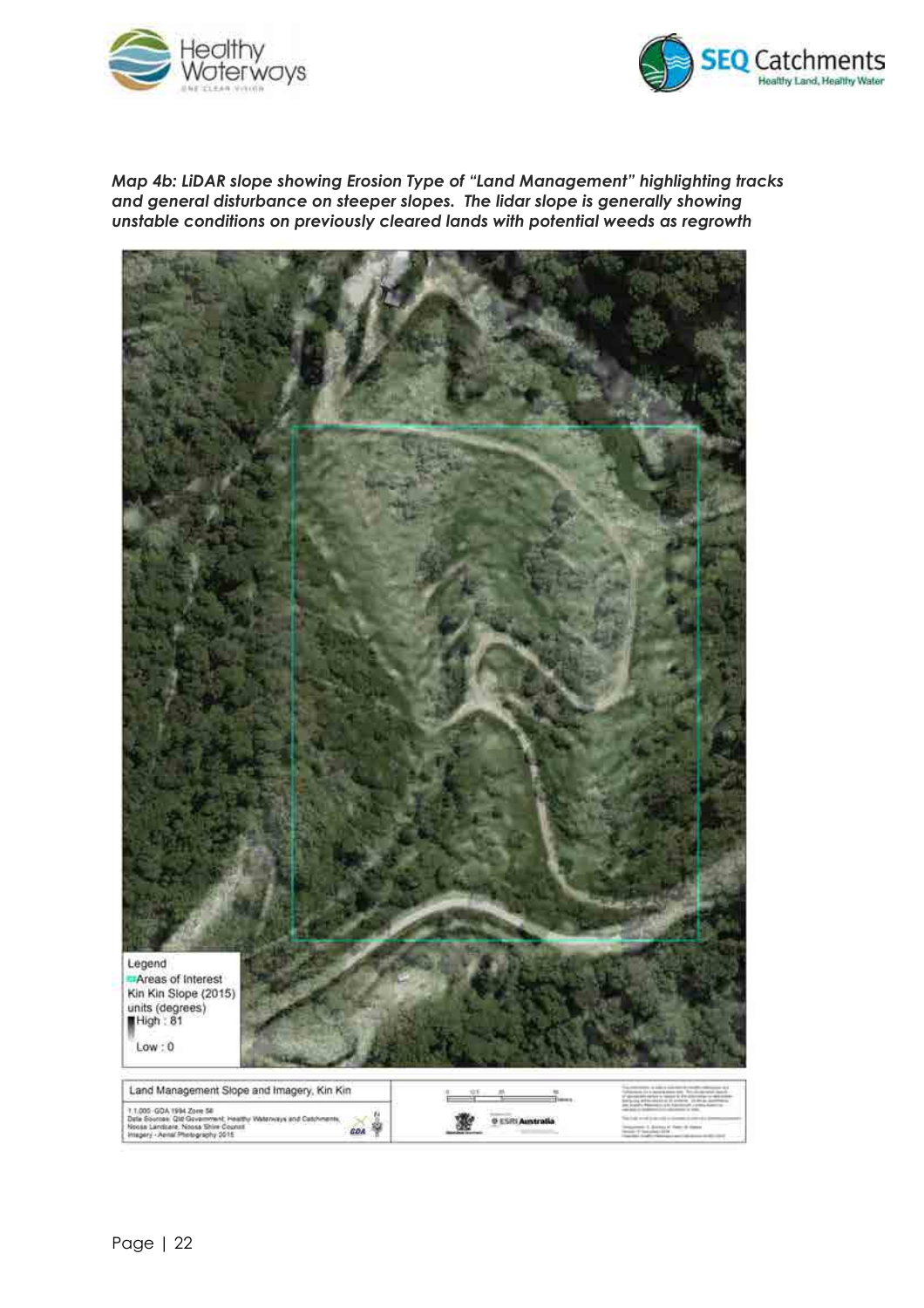***Map 4b: LiDAR slope showing Erosion Type of "Land Management" highlighting tracks and general disturbance on steeper slopes. The lidar slope is generally showing unstable conditions on previously cleared lands with potential weeds as regrowth***

Legend
Areas of Interest
Kin Kin Slope (2015)
units (degrees)
High : 81
Low : 0

Land Management Slope and Imagery, Kin Kin

1:1,000 GDA 1994 Zone 56
Data Sources: Qld Government, Healthy Waterways and Catchments, Noosa Landcare, Noosa Shire Council
Imagery - Aerial Photography 2015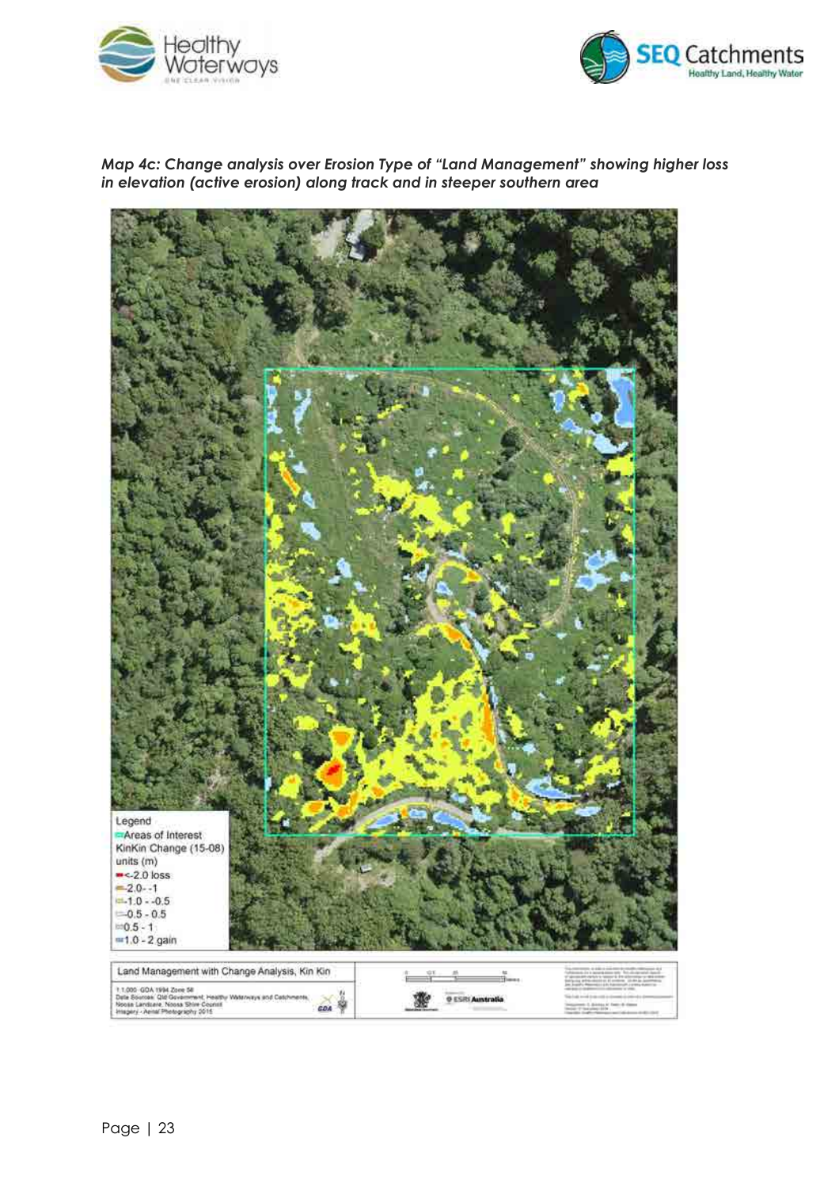*Map 4c: Change analysis over Erosion Type of "Land Management" showing higher loss in elevation (active erosion) along track and in steeper southern area*

Legend
Areas of Interest
KinKin Change (15-08)
units (m)
<-2.0 loss
-2.0 - -1
-1.0 - -0.5
-0.5 - 0.5
0.5 - 1
1.0 - 2 gain

Land Management with Change Analysis, Kin Kin

1:1,000 GDA 1994 Zone 56
Data Sources: Qld Government, Healthy Waterways and Catchments, Noosa Landcare, Noosa Shire Council
Imagery - Aerial Photography 2015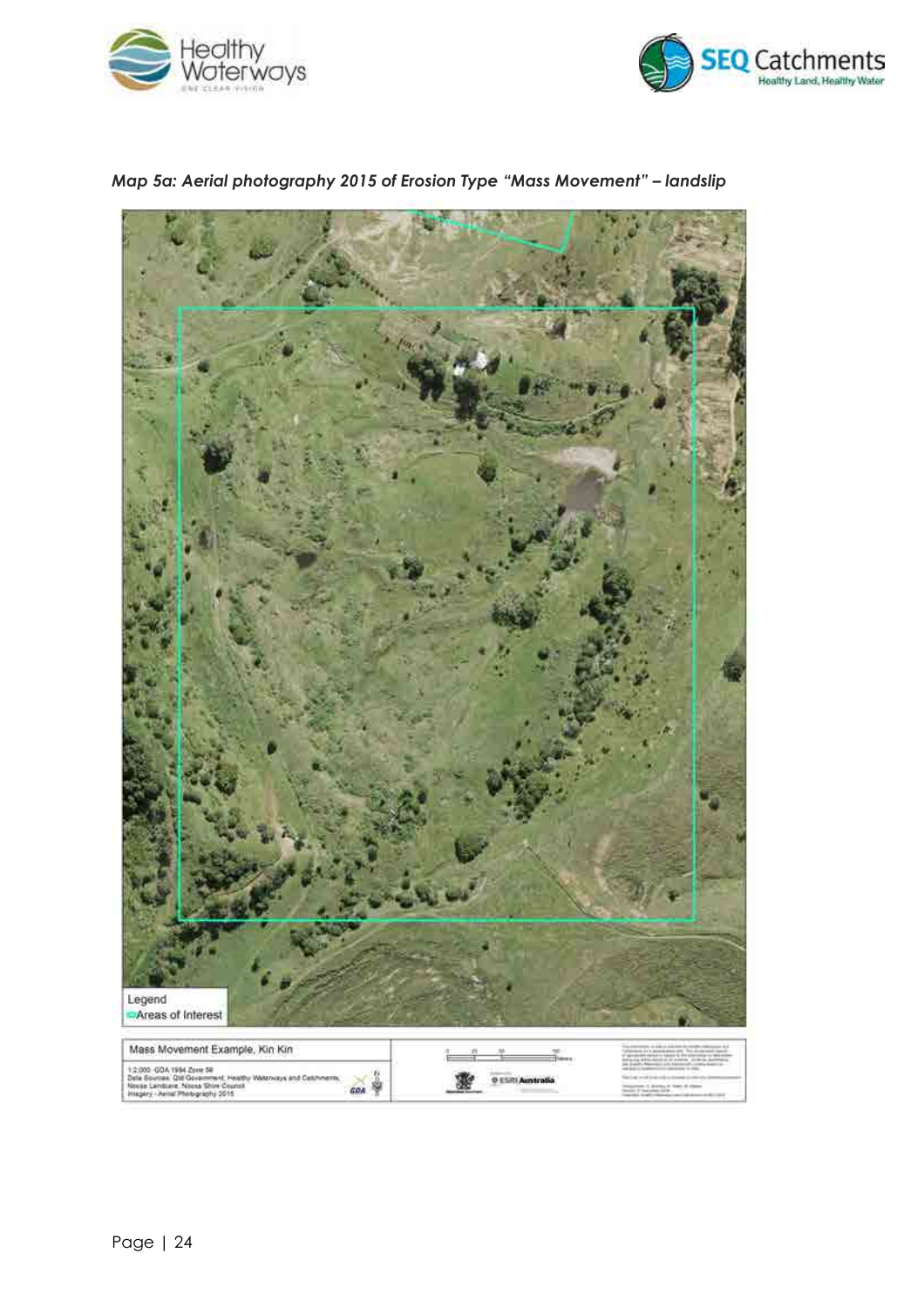*Map 5a: Aerial photography 2015 of Erosion Type "Mass Movement" – landslip*

Legend

Areas of Interest

Mass Movement Example, Kin Kin

1:2,000 GDA 1994 Zone 56
Data Sources: Qld Government, Healthy Waterways and Catchments, Noosa Landcare, Noosa Shire Council
Imagery - Aerial Photography 2015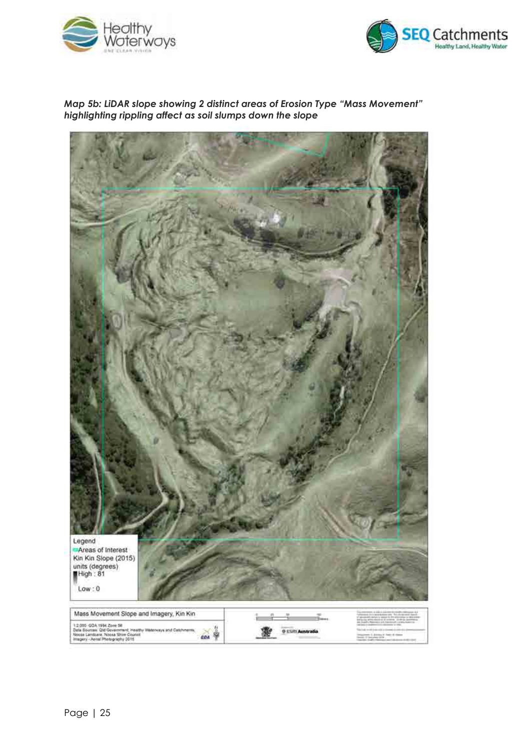***Map 5b: LiDAR slope showing 2 distinct areas of Erosion Type "Mass Movement" highlighting rippling affect as soil slumps down the slope***

Legend
Areas of Interest
Kin Kin Slope (2015)
units (degrees)
High : 81
Low : 0

Mass Movement Slope and Imagery, Kin Kin

1:2,000 GDA 1994 Zone 56
Data Sources: Qld Government, Healthy Waterways and Catchments, Noosa Landcare, Noosa Shire Council
Imagery - Aerial Photography 2015

0 25 50 100
Metres

ESRI Australia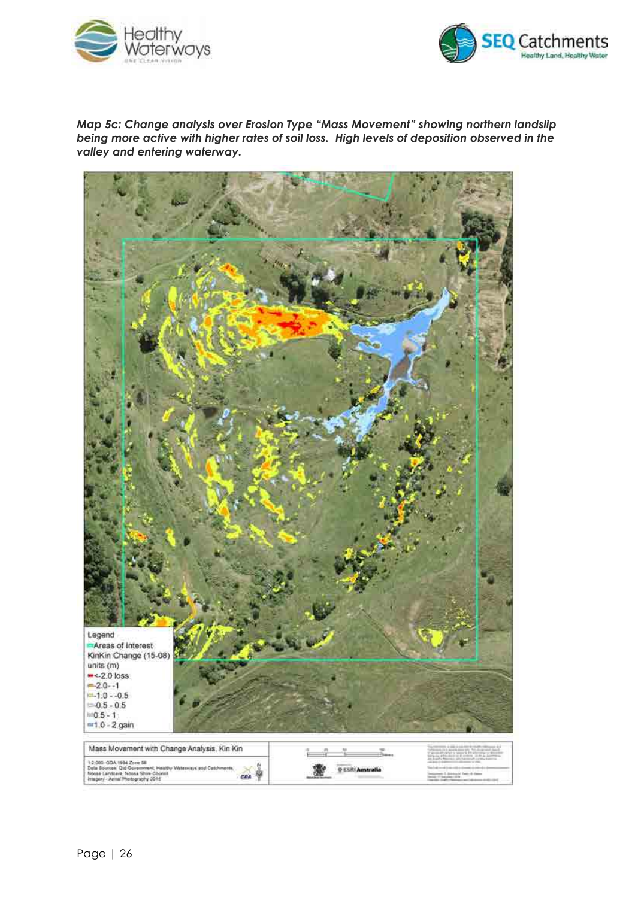***Map 5c: Change analysis over Erosion Type "Mass Movement" showing northern landslip being more active with higher rates of soil loss. High levels of deposition observed in the valley and entering waterway.***

Legend
Areas of Interest
KinKin Change (15-08)
units (m)
<-2.0 loss
-2.0 - -1
-1.0 - -0.5
-0.5 - 0.5
0.5 - 1
1.0 - 2 gain

Mass Movement with Change Analysis, Kin Kin

1:2,000 GDA 1994 Zone 56
Data Sources: Qld Government, Healthy Waterways and Catchments, Noosa Landcare, Noosa Shire Council
Imagery - Aerial Photography 2015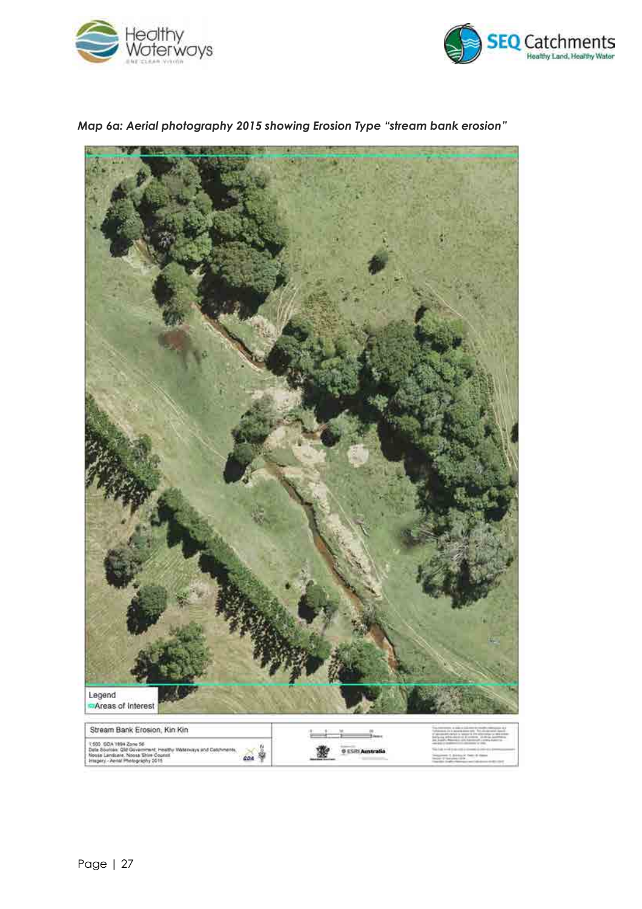*Map 6a: Aerial photography 2015 showing Erosion Type "stream bank erosion"*

Legend
Areas of Interest

Stream Bank Erosion, Kin Kin

1:500 GDA 1994 Zone 56
Data Sources: Qld Government, Healthy Waterways and Catchments, Noosa Landcare, Noosa Shire Council
Imagery - Aerial Photography 2015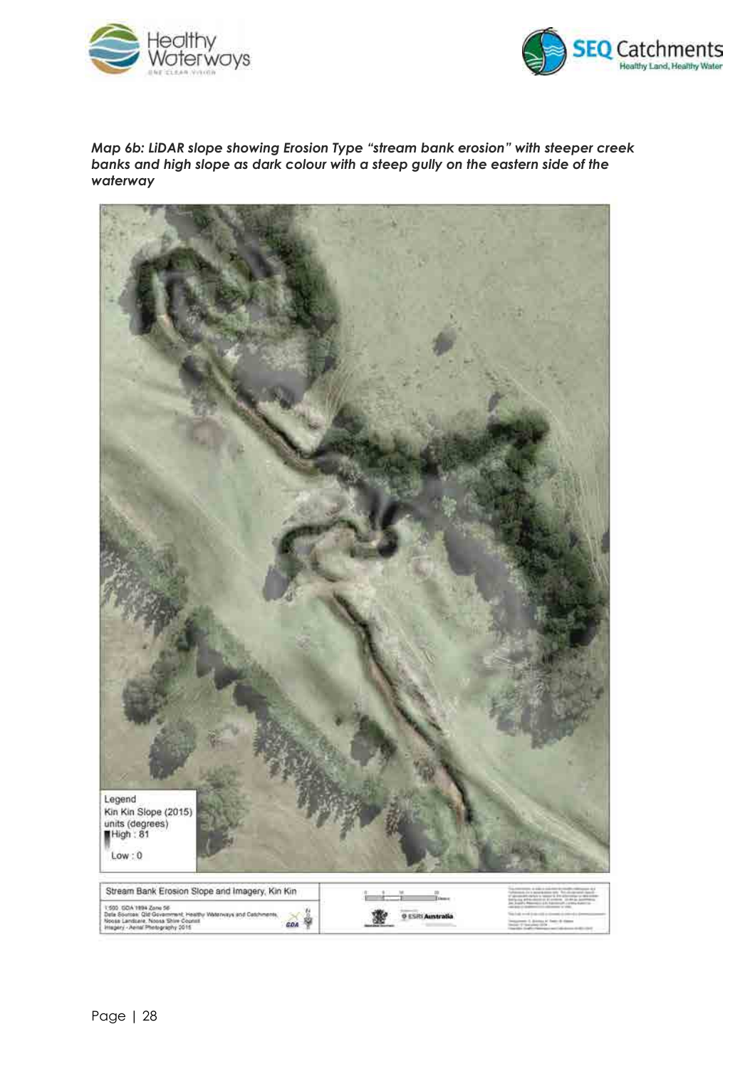*Map 6b: LiDAR slope showing Erosion Type "stream bank erosion" with steeper creek banks and high slope as dark colour with a steep gully on the eastern side of the waterway*

Legend
Kin Kin Slope (2015)
units (degrees)
High : 81
Low : 0

Stream Bank Erosion Slope and Imagery, Kin Kin

1:500 GDA 1994 Zone 56
Data Sources: Qld Government, Healthy Waterways and Catchments, Noosa Landcare, Noosa Shire Council
Imagery - Aerial Photography 2015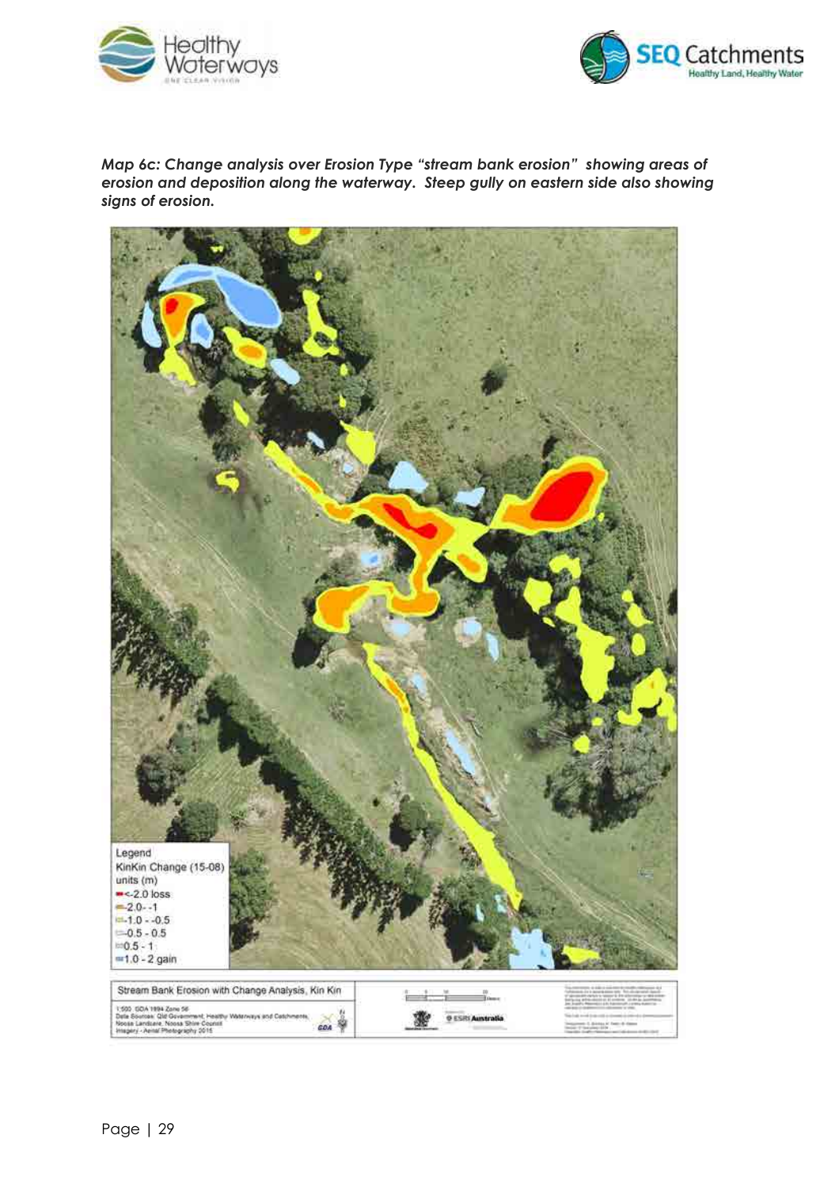*Map 6c: Change analysis over Erosion Type "stream bank erosion" showing areas of erosion and deposition along the waterway. Steep gully on eastern side also showing signs of erosion.*

Legend
KinKin Change (15-08)
units (m)
<-2.0 loss
-2.0 - -1
-1.0 - -0.5
-0.5 - 0.5
0.5 - 1
1.0 - 2 gain

Stream Bank Erosion with Change Analysis, Kin Kin

1:500 GDA 1994 Zone 56
Data Sources: Qld Government, Healthy Waterways and Catchments, Noosa Landcare, Noosa Shire Council
Imagery - Aerial Photography 2015